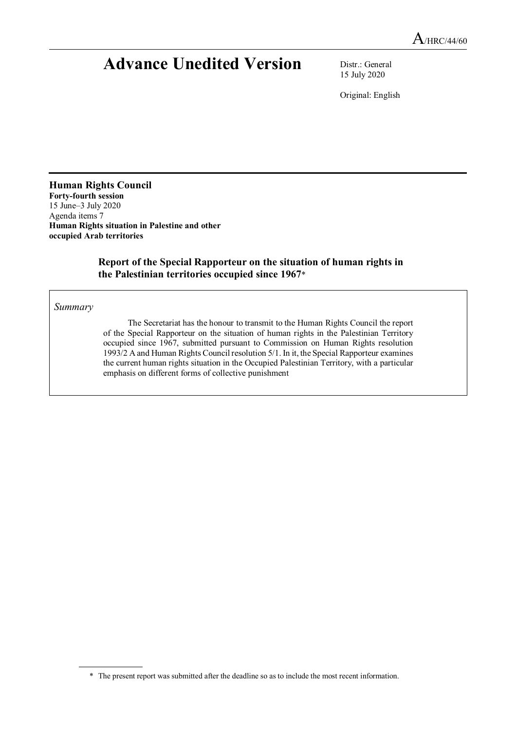A/HRC/44/60

# Advance Unedited Version

Distr.: General
15 July 2020

Original: English

**Human Rights Council**
**Forty-fourth session**
15 June–3 July 2020
Agenda items 7
**Human Rights situation in Palestine and other occupied Arab territories**

## Report of the Special Rapporteur on the situation of human rights in the Palestinian territories occupied since 1967*

*Summary*

The Secretariat has the honour to transmit to the Human Rights Council the report of the Special Rapporteur on the situation of human rights in the Palestinian Territory occupied since 1967, submitted pursuant to Commission on Human Rights resolution 1993/2 A and Human Rights Council resolution 5/1. In it, the Special Rapporteur examines the current human rights situation in the Occupied Palestinian Territory, with a particular emphasis on different forms of collective punishment

---

* The present report was submitted after the deadline so as to include the most recent information.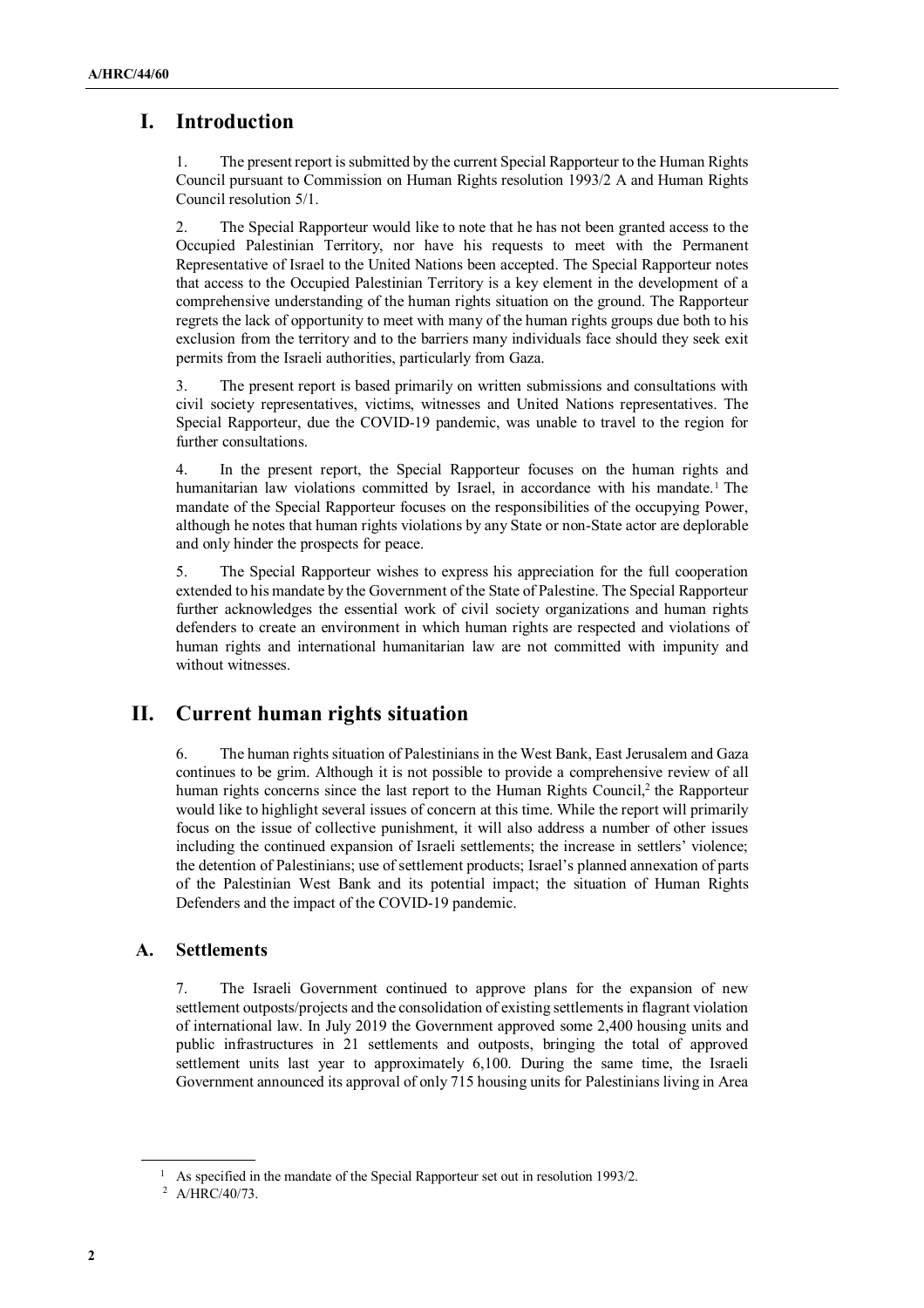# I. Introduction

1. The present report is submitted by the current Special Rapporteur to the Human Rights Council pursuant to Commission on Human Rights resolution 1993/2 A and Human Rights Council resolution 5/1.

2. The Special Rapporteur would like to note that he has not been granted access to the Occupied Palestinian Territory, nor have his requests to meet with the Permanent Representative of Israel to the United Nations been accepted. The Special Rapporteur notes that access to the Occupied Palestinian Territory is a key element in the development of a comprehensive understanding of the human rights situation on the ground. The Rapporteur regrets the lack of opportunity to meet with many of the human rights groups due both to his exclusion from the territory and to the barriers many individuals face should they seek exit permits from the Israeli authorities, particularly from Gaza.

3. The present report is based primarily on written submissions and consultations with civil society representatives, victims, witnesses and United Nations representatives. The Special Rapporteur, due the COVID-19 pandemic, was unable to travel to the region for further consultations.

4. In the present report, the Special Rapporteur focuses on the human rights and humanitarian law violations committed by Israel, in accordance with his mandate.[1] The mandate of the Special Rapporteur focuses on the responsibilities of the occupying Power, although he notes that human rights violations by any State or non-State actor are deplorable and only hinder the prospects for peace.

5. The Special Rapporteur wishes to express his appreciation for the full cooperation extended to his mandate by the Government of the State of Palestine. The Special Rapporteur further acknowledges the essential work of civil society organizations and human rights defenders to create an environment in which human rights are respected and violations of human rights and international humanitarian law are not committed with impunity and without witnesses.

# II. Current human rights situation

6. The human rights situation of Palestinians in the West Bank, East Jerusalem and Gaza continues to be grim. Although it is not possible to provide a comprehensive review of all human rights concerns since the last report to the Human Rights Council,[2] the Rapporteur would like to highlight several issues of concern at this time. While the report will primarily focus on the issue of collective punishment, it will also address a number of other issues including the continued expansion of Israeli settlements; the increase in settlers' violence; the detention of Palestinians; use of settlement products; Israel's planned annexation of parts of the Palestinian West Bank and its potential impact; the situation of Human Rights Defenders and the impact of the COVID-19 pandemic.

## A. Settlements

7. The Israeli Government continued to approve plans for the expansion of new settlement outposts/projects and the consolidation of existing settlements in flagrant violation of international law. In July 2019 the Government approved some 2,400 housing units and public infrastructures in 21 settlements and outposts, bringing the total of approved settlement units last year to approximately 6,100. During the same time, the Israeli Government announced its approval of only 715 housing units for Palestinians living in Area

---

[1] As specified in the mandate of the Special Rapporteur set out in resolution 1993/2.

[2] A/HRC/40/73.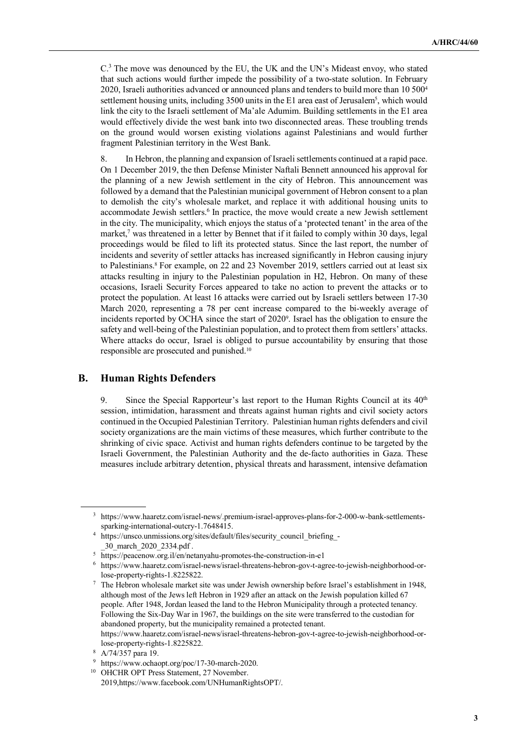C.[3] The move was denounced by the EU, the UK and the UN's Mideast envoy, who stated that such actions would further impede the possibility of a two-state solution. In February 2020, Israeli authorities advanced or announced plans and tenders to build more than 10 500[4] settlement housing units, including 3500 units in the E1 area east of Jerusalem[5], which would link the city to the Israeli settlement of Ma'ale Adumim. Building settlements in the E1 area would effectively divide the west bank into two disconnected areas. These troubling trends on the ground would worsen existing violations against Palestinians and would further fragment Palestinian territory in the West Bank.

8. In Hebron, the planning and expansion of Israeli settlements continued at a rapid pace. On 1 December 2019, the then Defense Minister Naftali Bennett announced his approval for the planning of a new Jewish settlement in the city of Hebron. This announcement was followed by a demand that the Palestinian municipal government of Hebron consent to a plan to demolish the city's wholesale market, and replace it with additional housing units to accommodate Jewish settlers.[6] In practice, the move would create a new Jewish settlement in the city. The municipality, which enjoys the status of a 'protected tenant' in the area of the market,[7] was threatened in a letter by Bennet that if it failed to comply within 30 days, legal proceedings would be filed to lift its protected status. Since the last report, the number of incidents and severity of settler attacks has increased significantly in Hebron causing injury to Palestinians.[8] For example, on 22 and 23 November 2019, settlers carried out at least six attacks resulting in injury to the Palestinian population in H2, Hebron. On many of these occasions, Israeli Security Forces appeared to take no action to prevent the attacks or to protect the population. At least 16 attacks were carried out by Israeli settlers between 17-30 March 2020, representing a 78 per cent increase compared to the bi-weekly average of incidents reported by OCHA since the start of 2020[9]. Israel has the obligation to ensure the safety and well-being of the Palestinian population, and to protect them from settlers' attacks. Where attacks do occur, Israel is obliged to pursue accountability by ensuring that those responsible are prosecuted and punished.[10]

## B. Human Rights Defenders

9. Since the Special Rapporteur's last report to the Human Rights Council at its 40th session, intimidation, harassment and threats against human rights and civil society actors continued in the Occupied Palestinian Territory. Palestinian human rights defenders and civil society organizations are the main victims of these measures, which further contribute to the shrinking of civic space. Activist and human rights defenders continue to be targeted by the Israeli Government, the Palestinian Authority and the de-facto authorities in Gaza. These measures include arbitrary detention, physical threats and harassment, intensive defamation

---

[3] https://www.haaretz.com/israel-news/.premium-israel-approves-plans-for-2-000-w-bank-settlements-sparking-international-outcry-1.7648415.

[4] https://unsco.unmissions.org/sites/default/files/security_council_briefing_-_30_march_2020_2334.pdf .

[5] https://peacenow.org.il/en/netanyahu-promotes-the-construction-in-e1

[6] https://www.haaretz.com/israel-news/israel-threatens-hebron-gov-t-agree-to-jewish-neighborhood-or-lose-property-rights-1.8225822.

[7] The Hebron wholesale market site was under Jewish ownership before Israel's establishment in 1948, although most of the Jews left Hebron in 1929 after an attack on the Jewish population killed 67 people. After 1948, Jordan leased the land to the Hebron Municipality through a protected tenancy. Following the Six-Day War in 1967, the buildings on the site were transferred to the custodian for abandoned property, but the municipality remained a protected tenant. https://www.haaretz.com/israel-news/israel-threatens-hebron-gov-t-agree-to-jewish-neighborhood-or-lose-property-rights-1.8225822.

[8] A/74/357 para 19.

[9] https://www.ochaopt.org/poc/17-30-march-2020.

[10] OHCHR OPT Press Statement, 27 November. 2019,https://www.facebook.com/UNHumanRightsOPT/.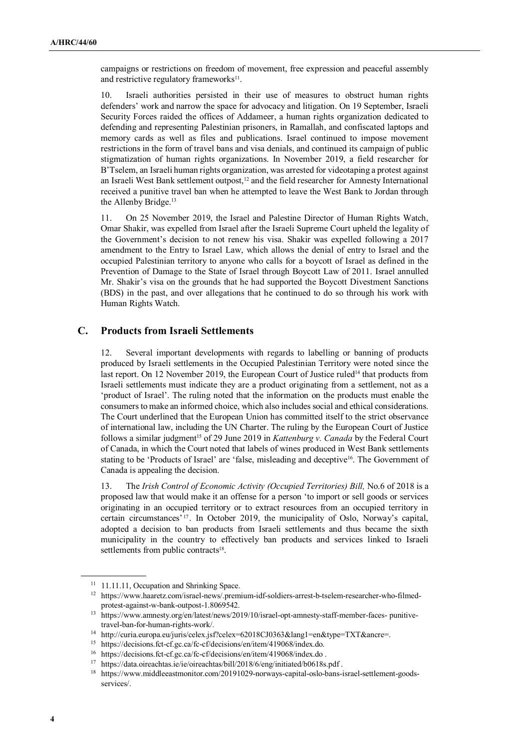campaigns or restrictions on freedom of movement, free expression and peaceful assembly and restrictive regulatory frameworks[11].

10. Israeli authorities persisted in their use of measures to obstruct human rights defenders' work and narrow the space for advocacy and litigation. On 19 September, Israeli Security Forces raided the offices of Addameer, a human rights organization dedicated to defending and representing Palestinian prisoners, in Ramallah, and confiscated laptops and memory cards as well as files and publications. Israel continued to impose movement restrictions in the form of travel bans and visa denials, and continued its campaign of public stigmatization of human rights organizations. In November 2019, a field researcher for B'Tselem, an Israeli human rights organization, was arrested for videotaping a protest against an Israeli West Bank settlement outpost,[12] and the field researcher for Amnesty International received a punitive travel ban when he attempted to leave the West Bank to Jordan through the Allenby Bridge.[13]

11. On 25 November 2019, the Israel and Palestine Director of Human Rights Watch, Omar Shakir, was expelled from Israel after the Israeli Supreme Court upheld the legality of the Government's decision to not renew his visa. Shakir was expelled following a 2017 amendment to the Entry to Israel Law, which allows the denial of entry to Israel and the occupied Palestinian territory to anyone who calls for a boycott of Israel as defined in the Prevention of Damage to the State of Israel through Boycott Law of 2011. Israel annulled Mr. Shakir's visa on the grounds that he had supported the Boycott Divestment Sanctions (BDS) in the past, and over allegations that he continued to do so through his work with Human Rights Watch.

## C. Products from Israeli Settlements

12. Several important developments with regards to labelling or banning of products produced by Israeli settlements in the Occupied Palestinian Territory were noted since the last report. On 12 November 2019, the European Court of Justice ruled[14] that products from Israeli settlements must indicate they are a product originating from a settlement, not as a 'product of Israel'. The ruling noted that the information on the products must enable the consumers to make an informed choice, which also includes social and ethical considerations. The Court underlined that the European Union has committed itself to the strict observance of international law, including the UN Charter. The ruling by the European Court of Justice follows a similar judgment[15] of 29 June 2019 in *Kattenburg v. Canada* by the Federal Court of Canada, in which the Court noted that labels of wines produced in West Bank settlements stating to be 'Products of Israel' are 'false, misleading and deceptive[16]. The Government of Canada is appealing the decision.

13. The *Irish Control of Economic Activity (Occupied Territories) Bill,* No.6 of 2018 is a proposed law that would make it an offense for a person 'to import or sell goods or services originating in an occupied territory or to extract resources from an occupied territory in certain circumstances'[17]. In October 2019, the municipality of Oslo, Norway's capital, adopted a decision to ban products from Israeli settlements and thus became the sixth municipality in the country to effectively ban products and services linked to Israeli settlements from public contracts[18].

---

[11] 11.11.11, Occupation and Shrinking Space.

[12] https://www.haaretz.com/israel-news/.premium-idf-soldiers-arrest-b-tselem-researcher-who-filmed-protest-against-w-bank-outpost-1.8069542.

[13] https://www.amnesty.org/en/latest/news/2019/10/israel-opt-amnesty-staff-member-faces- punitive-travel-ban-for-human-rights-work/.

[14] http://curia.europa.eu/juris/celex.jsf?celex=62018CJ0363&lang1=en&type=TXT&ancre=.

[15] https://decisions.fct-cf.gc.ca/fc-cf/decisions/en/item/419068/index.do.

[16] https://decisions.fct-cf.gc.ca/fc-cf/decisions/en/item/419068/index.do .

[17] https://data.oireachtas.ie/ie/oireachtas/bill/2018/6/eng/initiated/b0618s.pdf .

[18] https://www.middleeastmonitor.com/20191029-norways-capital-oslo-bans-israel-settlement-goods-services/.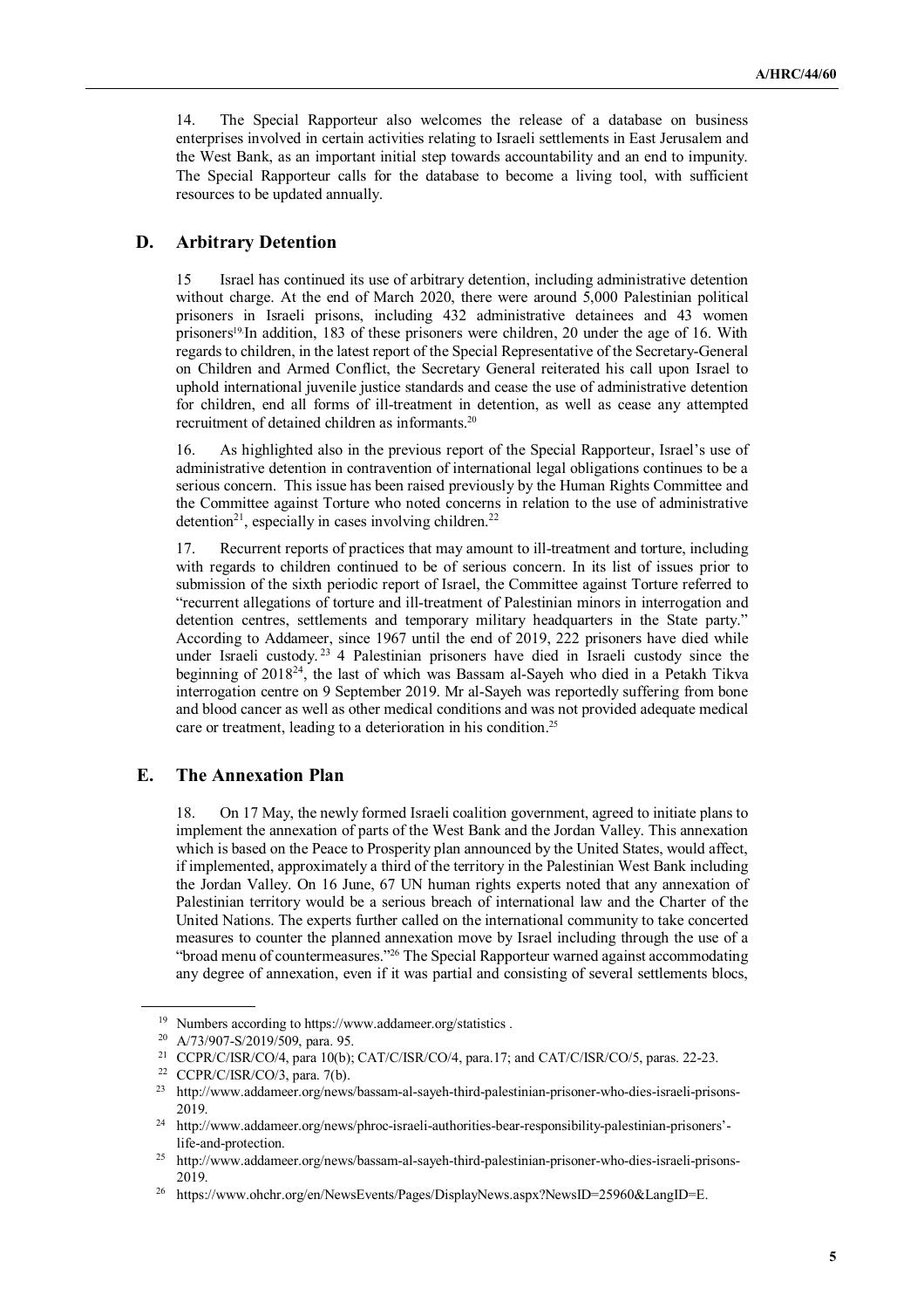14. The Special Rapporteur also welcomes the release of a database on business enterprises involved in certain activities relating to Israeli settlements in East Jerusalem and the West Bank, as an important initial step towards accountability and an end to impunity. The Special Rapporteur calls for the database to become a living tool, with sufficient resources to be updated annually.

## D. Arbitrary Detention

15 Israel has continued its use of arbitrary detention, including administrative detention without charge. At the end of March 2020, there were around 5,000 Palestinian political prisoners in Israeli prisons, including 432 administrative detainees and 43 women prisoners[19]. In addition, 183 of these prisoners were children, 20 under the age of 16. With regards to children, in the latest report of the Special Representative of the Secretary-General on Children and Armed Conflict, the Secretary General reiterated his call upon Israel to uphold international juvenile justice standards and cease the use of administrative detention for children, end all forms of ill-treatment in detention, as well as cease any attempted recruitment of detained children as informants.[20]

16. As highlighted also in the previous report of the Special Rapporteur, Israel's use of administrative detention in contravention of international legal obligations continues to be a serious concern. This issue has been raised previously by the Human Rights Committee and the Committee against Torture who noted concerns in relation to the use of administrative detention[21], especially in cases involving children.[22]

17. Recurrent reports of practices that may amount to ill-treatment and torture, including with regards to children continued to be of serious concern. In its list of issues prior to submission of the sixth periodic report of Israel, the Committee against Torture referred to "recurrent allegations of torture and ill-treatment of Palestinian minors in interrogation and detention centres, settlements and temporary military headquarters in the State party." According to Addameer, since 1967 until the end of 2019, 222 prisoners have died while under Israeli custody.[23] 4 Palestinian prisoners have died in Israeli custody since the beginning of 2018[24], the last of which was Bassam al-Sayeh who died in a Petakh Tikva interrogation centre on 9 September 2019. Mr al-Sayeh was reportedly suffering from bone and blood cancer as well as other medical conditions and was not provided adequate medical care or treatment, leading to a deterioration in his condition.[25]

## E. The Annexation Plan

18. On 17 May, the newly formed Israeli coalition government, agreed to initiate plans to implement the annexation of parts of the West Bank and the Jordan Valley. This annexation which is based on the Peace to Prosperity plan announced by the United States, would affect, if implemented, approximately a third of the territory in the Palestinian West Bank including the Jordan Valley. On 16 June, 67 UN human rights experts noted that any annexation of Palestinian territory would be a serious breach of international law and the Charter of the United Nations. The experts further called on the international community to take concerted measures to counter the planned annexation move by Israel including through the use of a "broad menu of countermeasures."[26] The Special Rapporteur warned against accommodating any degree of annexation, even if it was partial and consisting of several settlements blocs,

---

[19] Numbers according to https://www.addameer.org/statistics .

[20] A/73/907-S/2019/509, para. 95.

[21] CCPR/C/ISR/CO/4, para 10(b); CAT/C/ISR/CO/4, para.17; and CAT/C/ISR/CO/5, paras. 22-23.

[22] CCPR/C/ISR/CO/3, para. 7(b).

[23] http://www.addameer.org/news/bassam-al-sayeh-third-palestinian-prisoner-who-dies-israeli-prisons-2019.

[24] http://www.addameer.org/news/phroc-israeli-authorities-bear-responsibility-palestinian-prisoners'-life-and-protection.

[25] http://www.addameer.org/news/bassam-al-sayeh-third-palestinian-prisoner-who-dies-israeli-prisons-2019.

[26] https://www.ohchr.org/en/NewsEvents/Pages/DisplayNews.aspx?NewsID=25960&LangID=E.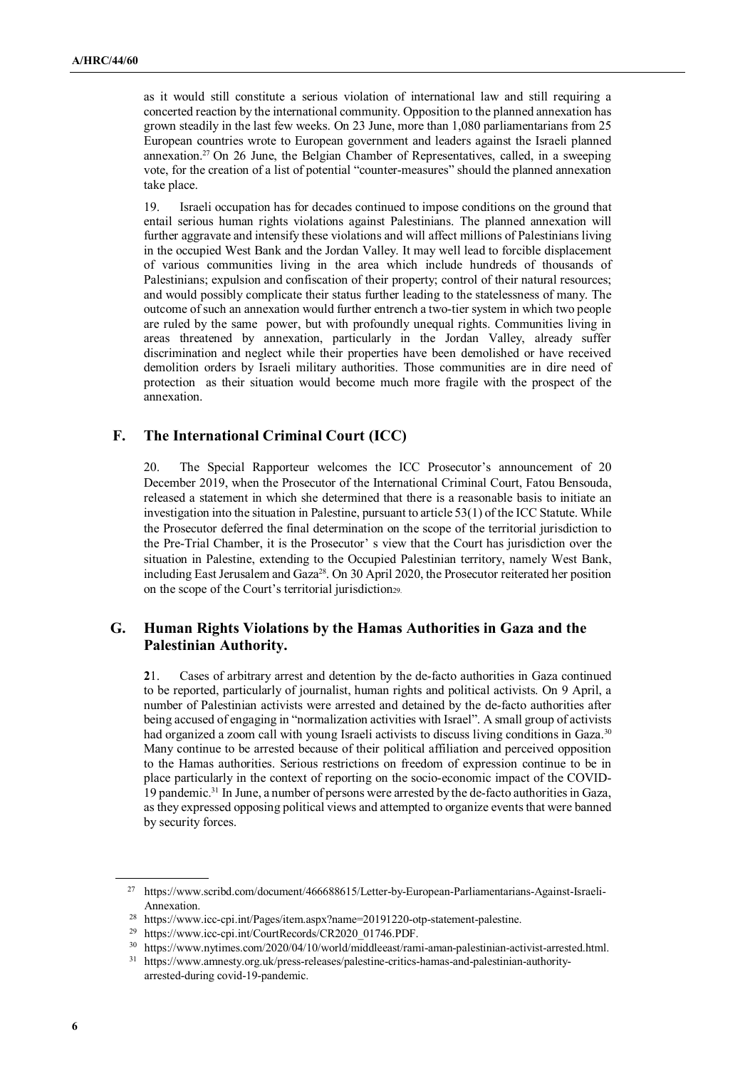as it would still constitute a serious violation of international law and still requiring a concerted reaction by the international community. Opposition to the planned annexation has grown steadily in the last few weeks. On 23 June, more than 1,080 parliamentarians from 25 European countries wrote to European government and leaders against the Israeli planned annexation.[27] On 26 June, the Belgian Chamber of Representatives, called, in a sweeping vote, for the creation of a list of potential "counter-measures" should the planned annexation take place.

19. Israeli occupation has for decades continued to impose conditions on the ground that entail serious human rights violations against Palestinians. The planned annexation will further aggravate and intensify these violations and will affect millions of Palestinians living in the occupied West Bank and the Jordan Valley. It may well lead to forcible displacement of various communities living in the area which include hundreds of thousands of Palestinians; expulsion and confiscation of their property; control of their natural resources; and would possibly complicate their status further leading to the statelessness of many. The outcome of such an annexation would further entrench a two-tier system in which two people are ruled by the same power, but with profoundly unequal rights. Communities living in areas threatened by annexation, particularly in the Jordan Valley, already suffer discrimination and neglect while their properties have been demolished or have received demolition orders by Israeli military authorities. Those communities are in dire need of protection as their situation would become much more fragile with the prospect of the annexation.

## F. The International Criminal Court (ICC)

20. The Special Rapporteur welcomes the ICC Prosecutor's announcement of 20 December 2019, when the Prosecutor of the International Criminal Court, Fatou Bensouda, released a statement in which she determined that there is a reasonable basis to initiate an investigation into the situation in Palestine, pursuant to article 53(1) of the ICC Statute. While the Prosecutor deferred the final determination on the scope of the territorial jurisdiction to the Pre-Trial Chamber, it is the Prosecutor' s view that the Court has jurisdiction over the situation in Palestine, extending to the Occupied Palestinian territory, namely West Bank, including East Jerusalem and Gaza[28]. On 30 April 2020, the Prosecutor reiterated her position on the scope of the Court's territorial jurisdiction[29].

## G. Human Rights Violations by the Hamas Authorities in Gaza and the Palestinian Authority.

**2**1. Cases of arbitrary arrest and detention by the de-facto authorities in Gaza continued to be reported, particularly of journalist, human rights and political activists. On 9 April, a number of Palestinian activists were arrested and detained by the de-facto authorities after being accused of engaging in "normalization activities with Israel". A small group of activists had organized a zoom call with young Israeli activists to discuss living conditions in Gaza.[30] Many continue to be arrested because of their political affiliation and perceived opposition to the Hamas authorities. Serious restrictions on freedom of expression continue to be in place particularly in the context of reporting on the socio-economic impact of the COVID-19 pandemic.[31] In June, a number of persons were arrested by the de-facto authorities in Gaza, as they expressed opposing political views and attempted to organize events that were banned by security forces.

---

[27] https://www.scribd.com/document/466688615/Letter-by-European-Parliamentarians-Against-Israeli-Annexation.

[28] https://www.icc-cpi.int/Pages/item.aspx?name=20191220-otp-statement-palestine.

[29] https://www.icc-cpi.int/CourtRecords/CR2020_01746.PDF.

[30] https://www.nytimes.com/2020/04/10/world/middleeast/rami-aman-palestinian-activist-arrested.html.

[31] https://www.amnesty.org.uk/press-releases/palestine-critics-hamas-and-palestinian-authority-arrested-during covid-19-pandemic.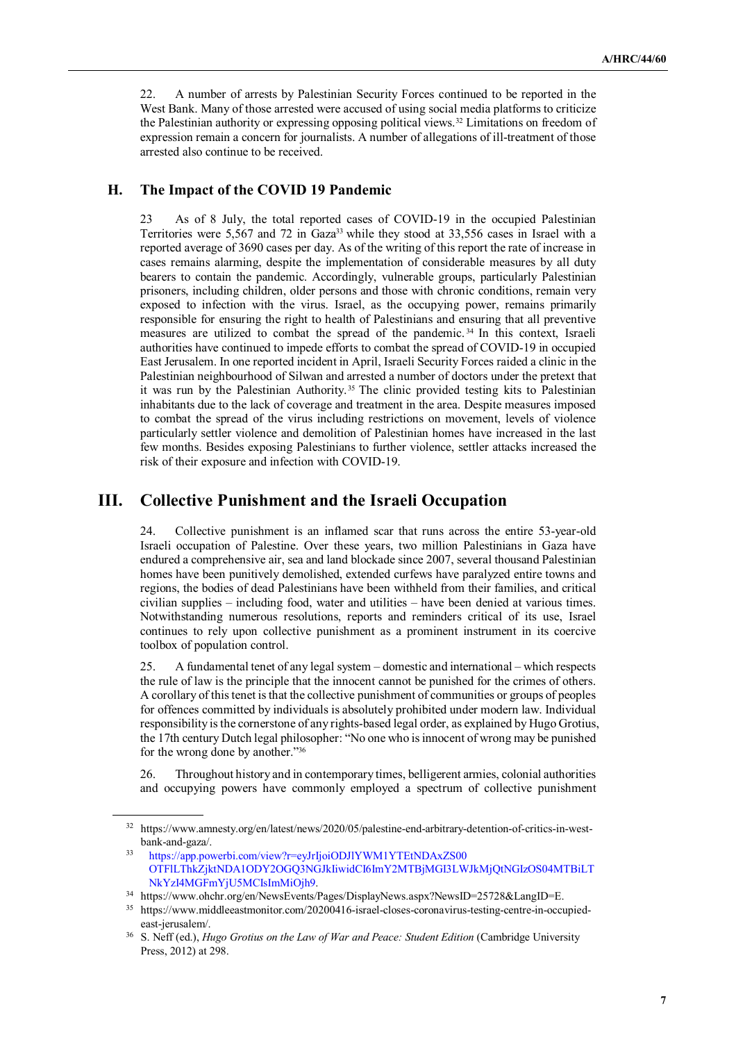22. A number of arrests by Palestinian Security Forces continued to be reported in the West Bank. Many of those arrested were accused of using social media platforms to criticize the Palestinian authority or expressing opposing political views.[32] Limitations on freedom of expression remain a concern for journalists. A number of allegations of ill-treatment of those arrested also continue to be received.

### H. The Impact of the COVID 19 Pandemic

23 As of 8 July, the total reported cases of COVID-19 in the occupied Palestinian Territories were 5,567 and 72 in Gaza[33] while they stood at 33,556 cases in Israel with a reported average of 3690 cases per day. As of the writing of this report the rate of increase in cases remains alarming, despite the implementation of considerable measures by all duty bearers to contain the pandemic. Accordingly, vulnerable groups, particularly Palestinian prisoners, including children, older persons and those with chronic conditions, remain very exposed to infection with the virus. Israel, as the occupying power, remains primarily responsible for ensuring the right to health of Palestinians and ensuring that all preventive measures are utilized to combat the spread of the pandemic.[34] In this context, Israeli authorities have continued to impede efforts to combat the spread of COVID-19 in occupied East Jerusalem. In one reported incident in April, Israeli Security Forces raided a clinic in the Palestinian neighbourhood of Silwan and arrested a number of doctors under the pretext that it was run by the Palestinian Authority.[35] The clinic provided testing kits to Palestinian inhabitants due to the lack of coverage and treatment in the area. Despite measures imposed to combat the spread of the virus including restrictions on movement, levels of violence particularly settler violence and demolition of Palestinian homes have increased in the last few months. Besides exposing Palestinians to further violence, settler attacks increased the risk of their exposure and infection with COVID-19.

## III. Collective Punishment and the Israeli Occupation

24. Collective punishment is an inflamed scar that runs across the entire 53-year-old Israeli occupation of Palestine. Over these years, two million Palestinians in Gaza have endured a comprehensive air, sea and land blockade since 2007, several thousand Palestinian homes have been punitively demolished, extended curfews have paralyzed entire towns and regions, the bodies of dead Palestinians have been withheld from their families, and critical civilian supplies – including food, water and utilities – have been denied at various times. Notwithstanding numerous resolutions, reports and reminders critical of its use, Israel continues to rely upon collective punishment as a prominent instrument in its coercive toolbox of population control.

25. A fundamental tenet of any legal system – domestic and international – which respects the rule of law is the principle that the innocent cannot be punished for the crimes of others. A corollary of this tenet is that the collective punishment of communities or groups of peoples for offences committed by individuals is absolutely prohibited under modern law. Individual responsibility is the cornerstone of any rights-based legal order, as explained by Hugo Grotius, the 17th century Dutch legal philosopher: "No one who is innocent of wrong may be punished for the wrong done by another."[36]

26. Throughout history and in contemporary times, belligerent armies, colonial authorities and occupying powers have commonly employed a spectrum of collective punishment

---

[32] https://www.amnesty.org/en/latest/news/2020/05/palestine-end-arbitrary-detention-of-critics-in-west-bank-and-gaza/.

[33] https://app.powerbi.com/view?r=eyJrIjoiODJlYWM1YTEtNDAxZS00OTFlLThkZjktNDA1ODY2OGQ3NGJkIiwidCI6ImY2MTBjMGI3LWJkMjQtNGIzOS04MTBiLTNkYzI4MGFmYjU5MCIsImMiOjh9.

[34] https://www.ohchr.org/en/NewsEvents/Pages/DisplayNews.aspx?NewsID=25728&LangID=E.

[35] https://www.middleeastmonitor.com/20200416-israel-closes-coronavirus-testing-centre-in-occupied-east-jerusalem/.

[36] S. Neff (ed.), *Hugo Grotius on the Law of War and Peace: Student Edition* (Cambridge University Press, 2012) at 298.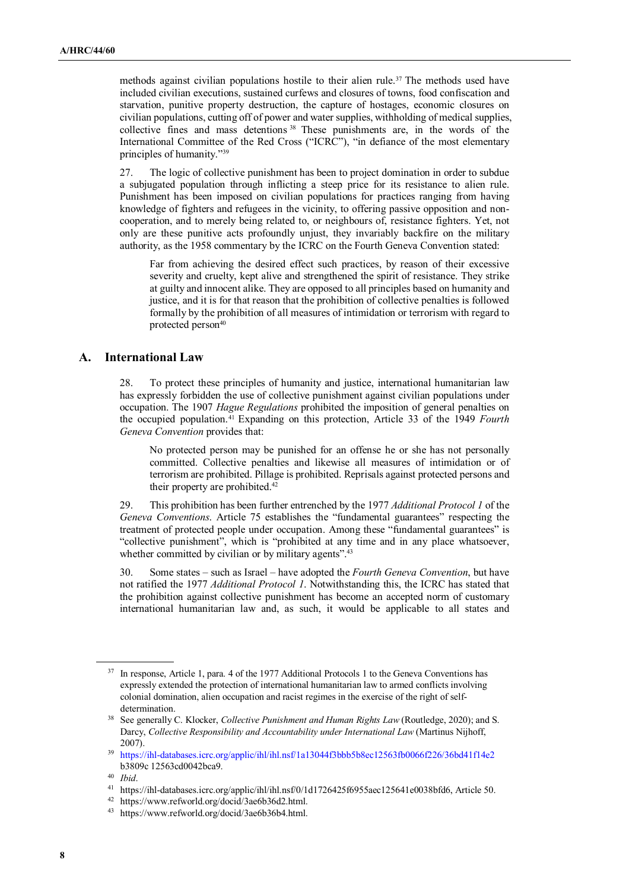methods against civilian populations hostile to their alien rule.[37] The methods used have included civilian executions, sustained curfews and closures of towns, food confiscation and starvation, punitive property destruction, the capture of hostages, economic closures on civilian populations, cutting off of power and water supplies, withholding of medical supplies, collective fines and mass detentions [38] These punishments are, in the words of the International Committee of the Red Cross ("ICRC"), "in defiance of the most elementary principles of humanity."[39]

27. The logic of collective punishment has been to project domination in order to subdue a subjugated population through inflicting a steep price for its resistance to alien rule. Punishment has been imposed on civilian populations for practices ranging from having knowledge of fighters and refugees in the vicinity, to offering passive opposition and non-cooperation, and to merely being related to, or neighbours of, resistance fighters. Yet, not only are these punitive acts profoundly unjust, they invariably backfire on the military authority, as the 1958 commentary by the ICRC on the Fourth Geneva Convention stated:

> Far from achieving the desired effect such practices, by reason of their excessive severity and cruelty, kept alive and strengthened the spirit of resistance. They strike at guilty and innocent alike. They are opposed to all principles based on humanity and justice, and it is for that reason that the prohibition of collective penalties is followed formally by the prohibition of all measures of intimidation or terrorism with regard to protected person[40]

## A. International Law

28. To protect these principles of humanity and justice, international humanitarian law has expressly forbidden the use of collective punishment against civilian populations under occupation. The 1907 *Hague Regulations* prohibited the imposition of general penalties on the occupied population.[41] Expanding on this protection, Article 33 of the 1949 *Fourth Geneva Convention* provides that:

> No protected person may be punished for an offense he or she has not personally committed. Collective penalties and likewise all measures of intimidation or of terrorism are prohibited. Pillage is prohibited. Reprisals against protected persons and their property are prohibited.[42]

29. This prohibition has been further entrenched by the 1977 *Additional Protocol 1* of the *Geneva Conventions*. Article 75 establishes the "fundamental guarantees" respecting the treatment of protected people under occupation. Among these "fundamental guarantees" is "collective punishment", which is "prohibited at any time and in any place whatsoever, whether committed by civilian or by military agents".[43]

30. Some states – such as Israel – have adopted the *Fourth Geneva Convention*, but have not ratified the 1977 *Additional Protocol 1*. Notwithstanding this, the ICRC has stated that the prohibition against collective punishment has become an accepted norm of customary international humanitarian law and, as such, it would be applicable to all states and

---

[37] In response, Article 1, para. 4 of the 1977 Additional Protocols 1 to the Geneva Conventions has expressly extended the protection of international humanitarian law to armed conflicts involving colonial domination, alien occupation and racist regimes in the exercise of the right of self-determination.

[38] See generally C. Klocker, *Collective Punishment and Human Rights Law* (Routledge, 2020); and S. Darcy, *Collective Responsibility and Accountability under International Law* (Martinus Nijhoff, 2007).

[39] https://ihl-databases.icrc.org/applic/ihl/ihl.nsf/1a13044f3bbb5b8ec12563fb0066f226/36bd41f14e2b3809c 12563cd0042bca9.

[40] *Ibid*.

[41] https://ihl-databases.icrc.org/applic/ihl/ihl.nsf/0/1d1726425f6955aec125641e0038bfd6, Article 50.

[42] https://www.refworld.org/docid/3ae6b36d2.html.

[43] https://www.refworld.org/docid/3ae6b36b4.html.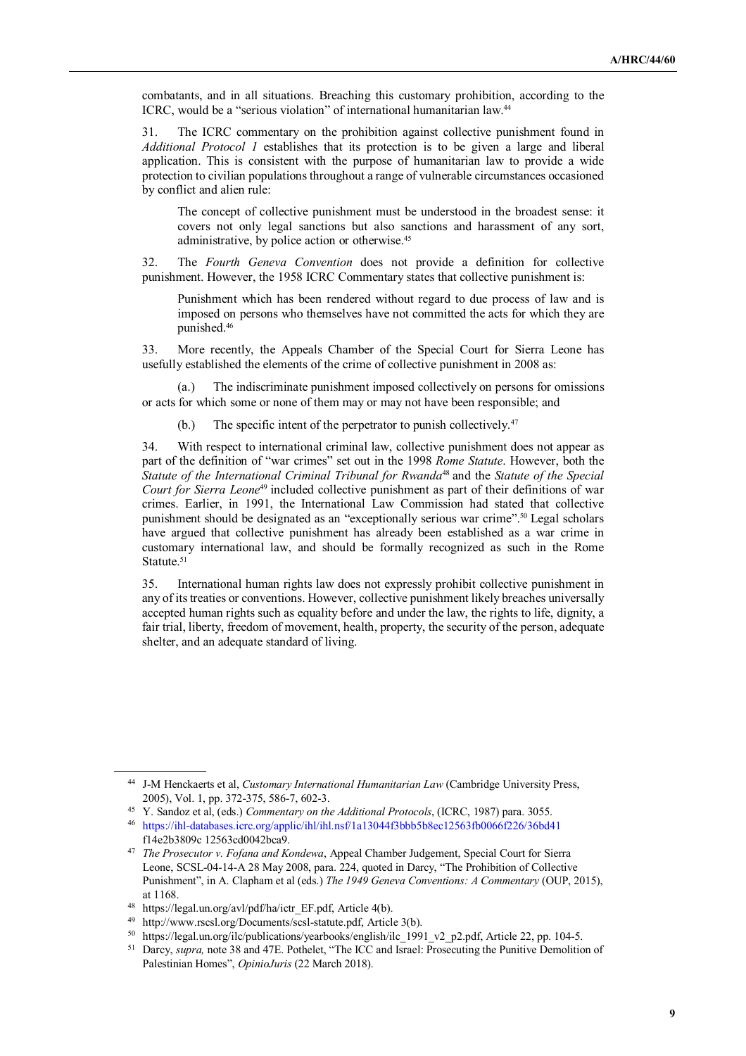combatants, and in all situations. Breaching this customary prohibition, according to the ICRC, would be a "serious violation" of international humanitarian law.[44]

31. The ICRC commentary on the prohibition against collective punishment found in *Additional Protocol 1* establishes that its protection is to be given a large and liberal application. This is consistent with the purpose of humanitarian law to provide a wide protection to civilian populations throughout a range of vulnerable circumstances occasioned by conflict and alien rule:

> The concept of collective punishment must be understood in the broadest sense: it covers not only legal sanctions but also sanctions and harassment of any sort, administrative, by police action or otherwise.[45]

32. The *Fourth Geneva Convention* does not provide a definition for collective punishment. However, the 1958 ICRC Commentary states that collective punishment is:

> Punishment which has been rendered without regard to due process of law and is imposed on persons who themselves have not committed the acts for which they are punished.[46]

33. More recently, the Appeals Chamber of the Special Court for Sierra Leone has usefully established the elements of the crime of collective punishment in 2008 as:

(a.) The indiscriminate punishment imposed collectively on persons for omissions or acts for which some or none of them may or may not have been responsible; and

(b.) The specific intent of the perpetrator to punish collectively.[47]

34. With respect to international criminal law, collective punishment does not appear as part of the definition of "war crimes" set out in the 1998 *Rome Statute*. However, both the *Statute of the International Criminal Tribunal for Rwanda*[48] and the *Statute of the Special Court for Sierra Leone*[49] included collective punishment as part of their definitions of war crimes. Earlier, in 1991, the International Law Commission had stated that collective punishment should be designated as an "exceptionally serious war crime".[50] Legal scholars have argued that collective punishment has already been established as a war crime in customary international law, and should be formally recognized as such in the Rome Statute.[51]

35. International human rights law does not expressly prohibit collective punishment in any of its treaties or conventions. However, collective punishment likely breaches universally accepted human rights such as equality before and under the law, the rights to life, dignity, a fair trial, liberty, freedom of movement, health, property, the security of the person, adequate shelter, and an adequate standard of living.

---

[44] J-M Henckaerts et al, *Customary International Humanitarian Law* (Cambridge University Press, 2005), Vol. 1, pp. 372-375, 586-7, 602-3.

[45] Y. Sandoz et al, (eds.) *Commentary on the Additional Protocols*, (ICRC, 1987) para. 3055.

[46] https://ihl-databases.icrc.org/applic/ihl/ihl.nsf/1a13044f3bbb5b8ec12563fb0066f226/36bd41f14e2b3809c 12563cd0042bca9.

[47] *The Prosecutor v. Fofana and Kondewa*, Appeal Chamber Judgement, Special Court for Sierra Leone, SCSL-04-14-A 28 May 2008, para. 224, quoted in Darcy, "The Prohibition of Collective Punishment", in A. Clapham et al (eds.) *The 1949 Geneva Conventions: A Commentary* (OUP, 2015), at 1168.

[48] https://legal.un.org/avl/pdf/ha/ictr_EF.pdf, Article 4(b).

[49] http://www.rscsl.org/Documents/scsl-statute.pdf, Article 3(b).

[50] https://legal.un.org/ilc/publications/yearbooks/english/ilc_1991_v2_p2.pdf, Article 22, pp. 104-5.

[51] Darcy, *supra,* note 38 and 47E. Pothelet, "The ICC and Israel: Prosecuting the Punitive Demolition of Palestinian Homes", *OpinioJuris* (22 March 2018).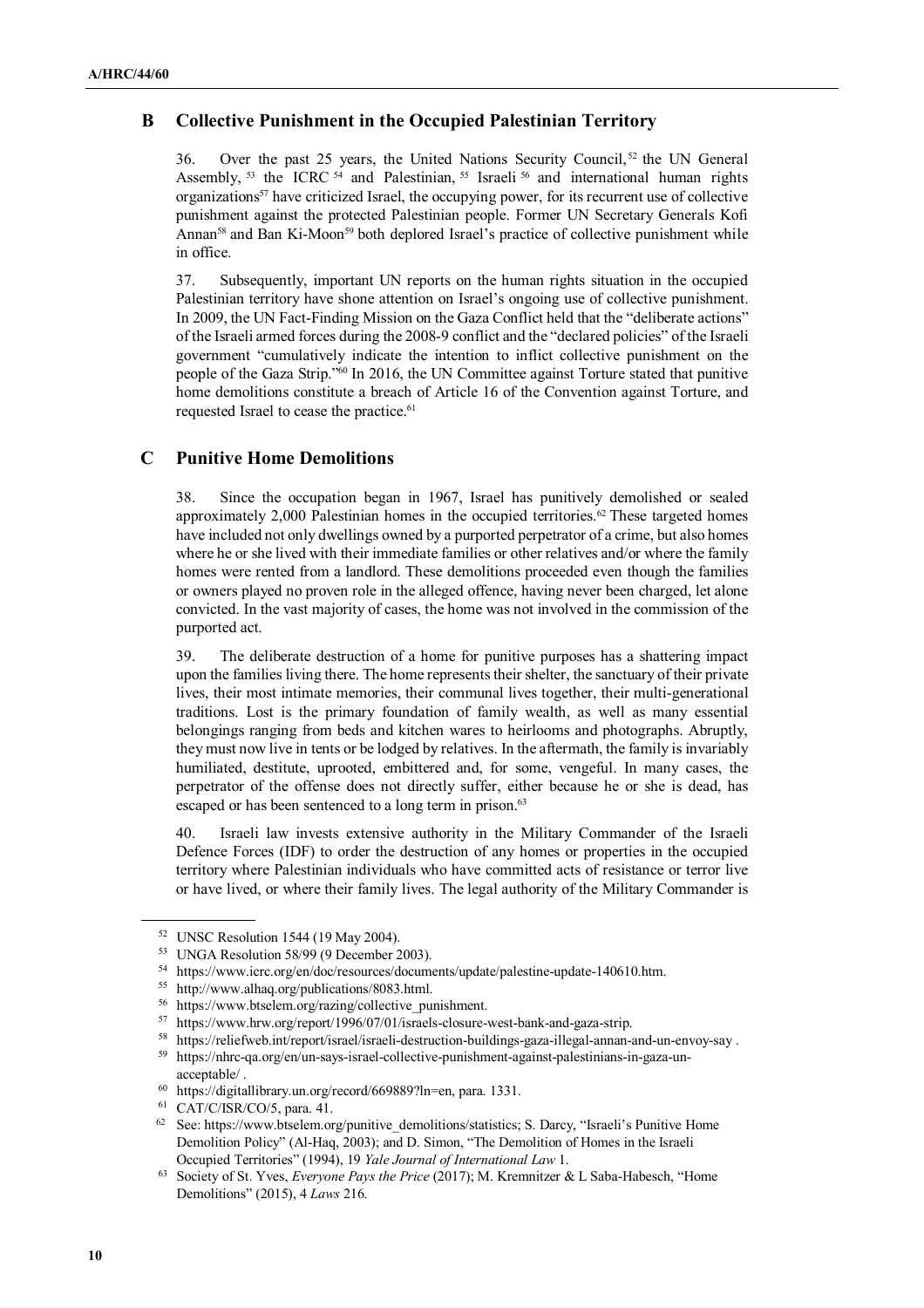## B Collective Punishment in the Occupied Palestinian Territory

36. Over the past 25 years, the United Nations Security Council,[52] the UN General Assembly,[53] the ICRC[54] and Palestinian,[55] Israeli[56] and international human rights organizations[57] have criticized Israel, the occupying power, for its recurrent use of collective punishment against the protected Palestinian people. Former UN Secretary Generals Kofi Annan[58] and Ban Ki-Moon[59] both deplored Israel's practice of collective punishment while in office.

37. Subsequently, important UN reports on the human rights situation in the occupied Palestinian territory have shone attention on Israel's ongoing use of collective punishment. In 2009, the UN Fact-Finding Mission on the Gaza Conflict held that the "deliberate actions" of the Israeli armed forces during the 2008-9 conflict and the "declared policies" of the Israeli government "cumulatively indicate the intention to inflict collective punishment on the people of the Gaza Strip."[60] In 2016, the UN Committee against Torture stated that punitive home demolitions constitute a breach of Article 16 of the Convention against Torture, and requested Israel to cease the practice.[61]

## C Punitive Home Demolitions

38. Since the occupation began in 1967, Israel has punitively demolished or sealed approximately 2,000 Palestinian homes in the occupied territories.[62] These targeted homes have included not only dwellings owned by a purported perpetrator of a crime, but also homes where he or she lived with their immediate families or other relatives and/or where the family homes were rented from a landlord. These demolitions proceeded even though the families or owners played no proven role in the alleged offence, having never been charged, let alone convicted. In the vast majority of cases, the home was not involved in the commission of the purported act.

39. The deliberate destruction of a home for punitive purposes has a shattering impact upon the families living there. The home represents their shelter, the sanctuary of their private lives, their most intimate memories, their communal lives together, their multi-generational traditions. Lost is the primary foundation of family wealth, as well as many essential belongings ranging from beds and kitchen wares to heirlooms and photographs. Abruptly, they must now live in tents or be lodged by relatives. In the aftermath, the family is invariably humiliated, destitute, uprooted, embittered and, for some, vengeful. In many cases, the perpetrator of the offense does not directly suffer, either because he or she is dead, has escaped or has been sentenced to a long term in prison.[63]

40. Israeli law invests extensive authority in the Military Commander of the Israeli Defence Forces (IDF) to order the destruction of any homes or properties in the occupied territory where Palestinian individuals who have committed acts of resistance or terror live or have lived, or where their family lives. The legal authority of the Military Commander is

---

[52] UNSC Resolution 1544 (19 May 2004).

[53] UNGA Resolution 58/99 (9 December 2003).

[54] https://www.icrc.org/en/doc/resources/documents/update/palestine-update-140610.htm.

[55] http://www.alhaq.org/publications/8083.html.

[56] https://www.btselem.org/razing/collective_punishment.

[57] https://www.hrw.org/report/1996/07/01/israels-closure-west-bank-and-gaza-strip.

[58] https://reliefweb.int/report/israel/israeli-destruction-buildings-gaza-illegal-annan-and-un-envoy-say .

[59] https://nhrc-qa.org/en/un-says-israel-collective-punishment-against-palestinians-in-gaza-un-acceptable/ .

[60] https://digitallibrary.un.org/record/669889?ln=en, para. 1331.

[61] CAT/C/ISR/CO/5, para. 41.

[62] See: https://www.btselem.org/punitive_demolitions/statistics; S. Darcy, "Israeli's Punitive Home Demolition Policy" (Al-Haq, 2003); and D. Simon, "The Demolition of Homes in the Israeli Occupied Territories" (1994), 19 *Yale Journal of International Law* 1.

[63] Society of St. Yves, *Everyone Pays the Price* (2017); M. Kremnitzer & L Saba-Habesch, "Home Demolitions" (2015), 4 *Laws* 216.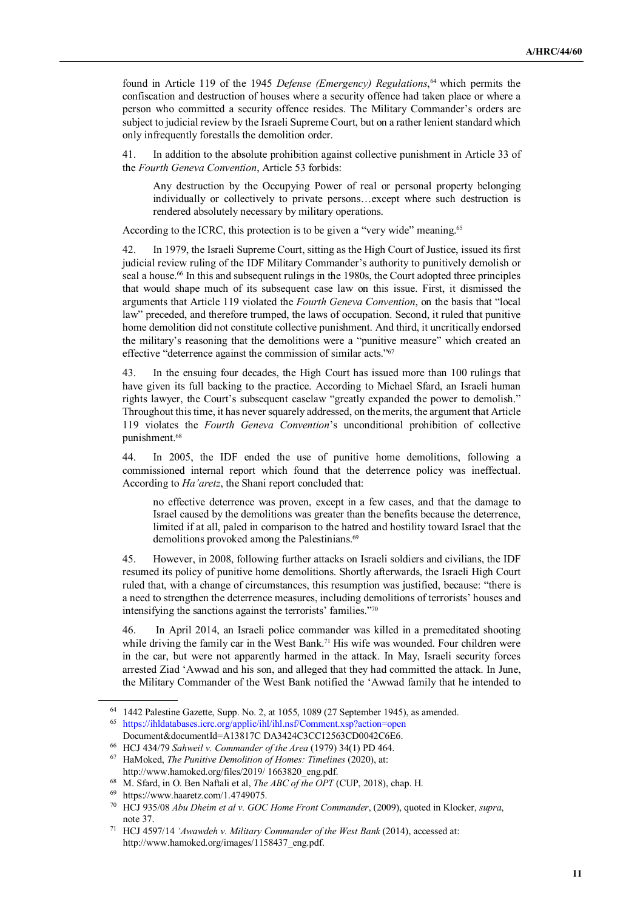found in Article 119 of the 1945 *Defense (Emergency) Regulations*,[64] which permits the confiscation and destruction of houses where a security offence had taken place or where a person who committed a security offence resides. The Military Commander's orders are subject to judicial review by the Israeli Supreme Court, but on a rather lenient standard which only infrequently forestalls the demolition order.

41. In addition to the absolute prohibition against collective punishment in Article 33 of the *Fourth Geneva Convention*, Article 53 forbids:

> Any destruction by the Occupying Power of real or personal property belonging individually or collectively to private persons…except where such destruction is rendered absolutely necessary by military operations.

According to the ICRC, this protection is to be given a "very wide" meaning.[65]

42. In 1979, the Israeli Supreme Court, sitting as the High Court of Justice, issued its first judicial review ruling of the IDF Military Commander's authority to punitively demolish or seal a house.[66] In this and subsequent rulings in the 1980s, the Court adopted three principles that would shape much of its subsequent case law on this issue. First, it dismissed the arguments that Article 119 violated the *Fourth Geneva Convention*, on the basis that "local law" preceded, and therefore trumped, the laws of occupation. Second, it ruled that punitive home demolition did not constitute collective punishment. And third, it uncritically endorsed the military's reasoning that the demolitions were a "punitive measure" which created an effective "deterrence against the commission of similar acts."[67]

43. In the ensuing four decades, the High Court has issued more than 100 rulings that have given its full backing to the practice. According to Michael Sfard, an Israeli human rights lawyer, the Court's subsequent caselaw "greatly expanded the power to demolish." Throughout this time, it has never squarely addressed, on the merits, the argument that Article 119 violates the *Fourth Geneva Convention*'s unconditional prohibition of collective punishment.[68]

44. In 2005, the IDF ended the use of punitive home demolitions, following a commissioned internal report which found that the deterrence policy was ineffectual. According to *Ha'aretz*, the Shani report concluded that:

> no effective deterrence was proven, except in a few cases, and that the damage to Israel caused by the demolitions was greater than the benefits because the deterrence, limited if at all, paled in comparison to the hatred and hostility toward Israel that the demolitions provoked among the Palestinians.[69]

45. However, in 2008, following further attacks on Israeli soldiers and civilians, the IDF resumed its policy of punitive home demolitions. Shortly afterwards, the Israeli High Court ruled that, with a change of circumstances, this resumption was justified, because: "there is a need to strengthen the deterrence measures, including demolitions of terrorists' houses and intensifying the sanctions against the terrorists' families."[70]

46. In April 2014, an Israeli police commander was killed in a premeditated shooting while driving the family car in the West Bank.[71] His wife was wounded. Four children were in the car, but were not apparently harmed in the attack. In May, Israeli security forces arrested Ziad 'Awwad and his son, and alleged that they had committed the attack. In June, the Military Commander of the West Bank notified the 'Awwad family that he intended to

---

[64] 1442 Palestine Gazette, Supp. No. 2, at 1055, 1089 (27 September 1945), as amended.

[65] https://ihldatabases.icrc.org/applic/ihl/ihl.nsf/Comment.xsp?action=openDocument&documentId=A13817C DA3424C3CC12563CD0042C6E6.

[66] HCJ 434/79 *Sahweil v. Commander of the Area* (1979) 34(1) PD 464.

[67] HaMoked, *The Punitive Demolition of Homes: Timelines* (2020), at: http://www.hamoked.org/files/2019/ 1663820_eng.pdf.

[68] M. Sfard, in O. Ben Naftali et al, *The ABC of the OPT* (CUP, 2018), chap. H.

[69] https://www.haaretz.com/1.4749075.

[70] HCJ 935/08 *Abu Dheim et al v. GOC Home Front Commander*, (2009), quoted in Klocker, *supra*, note 37.

[71] HCJ 4597/14 *'Awawdeh v. Military Commander of the West Bank* (2014), accessed at: http://www.hamoked.org/images/1158437_eng.pdf.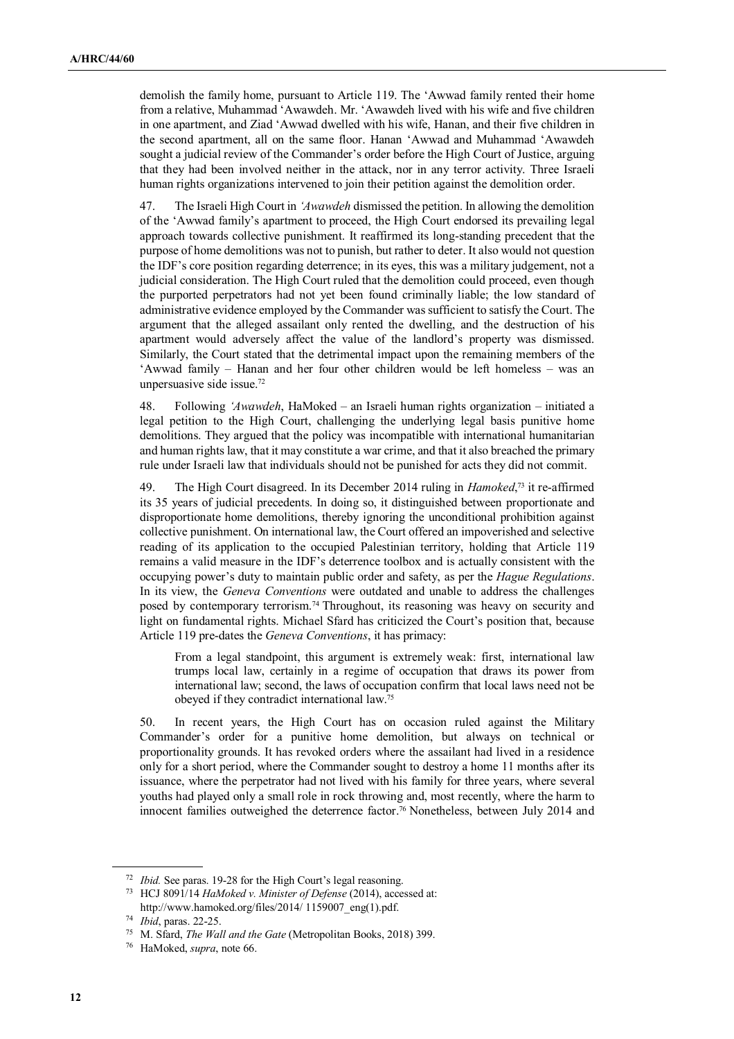demolish the family home, pursuant to Article 119. The 'Awwad family rented their home from a relative, Muhammad 'Awawdeh. Mr. 'Awawdeh lived with his wife and five children in one apartment, and Ziad 'Awwad dwelled with his wife, Hanan, and their five children in the second apartment, all on the same floor. Hanan 'Awwad and Muhammad 'Awawdeh sought a judicial review of the Commander's order before the High Court of Justice, arguing that they had been involved neither in the attack, nor in any terror activity. Three Israeli human rights organizations intervened to join their petition against the demolition order.

47. The Israeli High Court in *'Awawdeh* dismissed the petition. In allowing the demolition of the 'Awwad family's apartment to proceed, the High Court endorsed its prevailing legal approach towards collective punishment. It reaffirmed its long-standing precedent that the purpose of home demolitions was not to punish, but rather to deter. It also would not question the IDF's core position regarding deterrence; in its eyes, this was a military judgement, not a judicial consideration. The High Court ruled that the demolition could proceed, even though the purported perpetrators had not yet been found criminally liable; the low standard of administrative evidence employed by the Commander was sufficient to satisfy the Court. The argument that the alleged assailant only rented the dwelling, and the destruction of his apartment would adversely affect the value of the landlord's property was dismissed. Similarly, the Court stated that the detrimental impact upon the remaining members of the 'Awwad family – Hanan and her four other children would be left homeless – was an unpersuasive side issue.[72]

48. Following *'Awawdeh*, HaMoked – an Israeli human rights organization – initiated a legal petition to the High Court, challenging the underlying legal basis punitive home demolitions. They argued that the policy was incompatible with international humanitarian and human rights law, that it may constitute a war crime, and that it also breached the primary rule under Israeli law that individuals should not be punished for acts they did not commit.

49. The High Court disagreed. In its December 2014 ruling in *Hamoked*,[73] it re-affirmed its 35 years of judicial precedents. In doing so, it distinguished between proportionate and disproportionate home demolitions, thereby ignoring the unconditional prohibition against collective punishment. On international law, the Court offered an impoverished and selective reading of its application to the occupied Palestinian territory, holding that Article 119 remains a valid measure in the IDF's deterrence toolbox and is actually consistent with the occupying power's duty to maintain public order and safety, as per the *Hague Regulations*. In its view, the *Geneva Conventions* were outdated and unable to address the challenges posed by contemporary terrorism.[74] Throughout, its reasoning was heavy on security and light on fundamental rights. Michael Sfard has criticized the Court's position that, because Article 119 pre-dates the *Geneva Conventions*, it has primacy:

> From a legal standpoint, this argument is extremely weak: first, international law trumps local law, certainly in a regime of occupation that draws its power from international law; second, the laws of occupation confirm that local laws need not be obeyed if they contradict international law.[75]

50. In recent years, the High Court has on occasion ruled against the Military Commander's order for a punitive home demolition, but always on technical or proportionality grounds. It has revoked orders where the assailant had lived in a residence only for a short period, where the Commander sought to destroy a home 11 months after its issuance, where the perpetrator had not lived with his family for three years, where several youths had played only a small role in rock throwing and, most recently, where the harm to innocent families outweighed the deterrence factor.[76] Nonetheless, between July 2014 and

---

[72] *Ibid.* See paras. 19-28 for the High Court's legal reasoning.

[73] HCJ 8091/14 *HaMoked v. Minister of Defense* (2014), accessed at: http://www.hamoked.org/files/2014/ 1159007_eng(1).pdf.

[74] *Ibid*, paras. 22-25.

[75] M. Sfard, *The Wall and the Gate* (Metropolitan Books, 2018) 399.

[76] HaMoked, *supra*, note 66.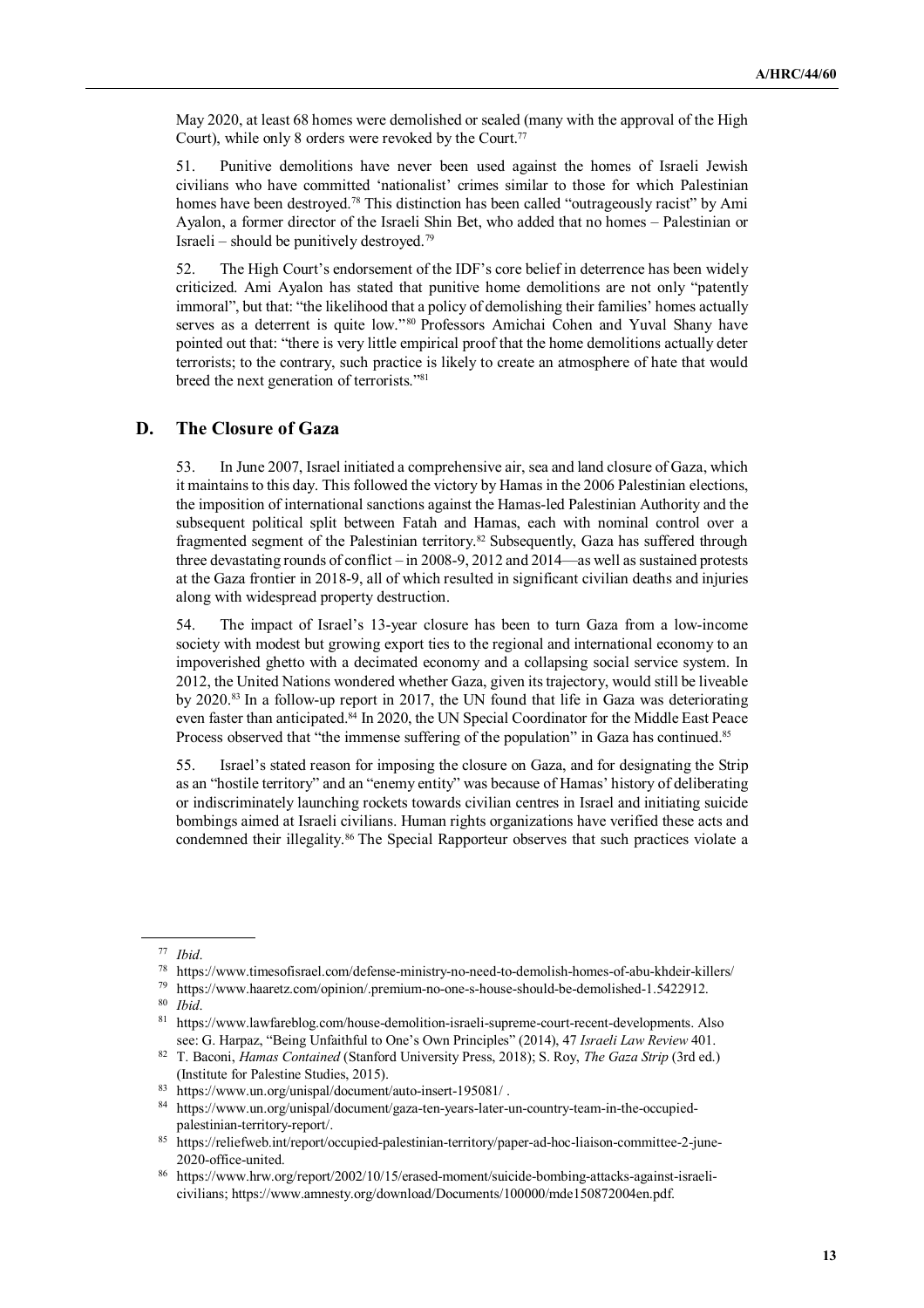May 2020, at least 68 homes were demolished or sealed (many with the approval of the High Court), while only 8 orders were revoked by the Court.[77]

51. Punitive demolitions have never been used against the homes of Israeli Jewish civilians who have committed 'nationalist' crimes similar to those for which Palestinian homes have been destroyed.[78] This distinction has been called "outrageously racist" by Ami Ayalon, a former director of the Israeli Shin Bet, who added that no homes – Palestinian or Israeli – should be punitively destroyed.[79]

52. The High Court's endorsement of the IDF's core belief in deterrence has been widely criticized. Ami Ayalon has stated that punitive home demolitions are not only "patently immoral", but that: "the likelihood that a policy of demolishing their families' homes actually serves as a deterrent is quite low."[80] Professors Amichai Cohen and Yuval Shany have pointed out that: "there is very little empirical proof that the home demolitions actually deter terrorists; to the contrary, such practice is likely to create an atmosphere of hate that would breed the next generation of terrorists."[81]

## D. The Closure of Gaza

53. In June 2007, Israel initiated a comprehensive air, sea and land closure of Gaza, which it maintains to this day. This followed the victory by Hamas in the 2006 Palestinian elections, the imposition of international sanctions against the Hamas-led Palestinian Authority and the subsequent political split between Fatah and Hamas, each with nominal control over a fragmented segment of the Palestinian territory.[82] Subsequently, Gaza has suffered through three devastating rounds of conflict – in 2008-9, 2012 and 2014—as well as sustained protests at the Gaza frontier in 2018-9, all of which resulted in significant civilian deaths and injuries along with widespread property destruction.

54. The impact of Israel's 13-year closure has been to turn Gaza from a low-income society with modest but growing export ties to the regional and international economy to an impoverished ghetto with a decimated economy and a collapsing social service system. In 2012, the United Nations wondered whether Gaza, given its trajectory, would still be liveable by 2020.[83] In a follow-up report in 2017, the UN found that life in Gaza was deteriorating even faster than anticipated.[84] In 2020, the UN Special Coordinator for the Middle East Peace Process observed that "the immense suffering of the population" in Gaza has continued.[85]

55. Israel's stated reason for imposing the closure on Gaza, and for designating the Strip as an "hostile territory" and an "enemy entity" was because of Hamas' history of deliberating or indiscriminately launching rockets towards civilian centres in Israel and initiating suicide bombings aimed at Israeli civilians. Human rights organizations have verified these acts and condemned their illegality.[86] The Special Rapporteur observes that such practices violate a

---

[77] *Ibid*.

[78] https://www.timesofisrael.com/defense-ministry-no-need-to-demolish-homes-of-abu-khdeir-killers/

[79] https://www.haaretz.com/opinion/.premium-no-one-s-house-should-be-demolished-1.5422912.

[80] *Ibid*.

[81] https://www.lawfareblog.com/house-demolition-israeli-supreme-court-recent-developments. Also see: G. Harpaz, "Being Unfaithful to One's Own Principles" (2014), 47 *Israeli Law Review* 401.

[82] T. Baconi, *Hamas Contained* (Stanford University Press, 2018); S. Roy, *The Gaza Strip* (3rd ed.) (Institute for Palestine Studies, 2015).

[83] https://www.un.org/unispal/document/auto-insert-195081/ .

[84] https://www.un.org/unispal/document/gaza-ten-years-later-un-country-team-in-the-occupied-palestinian-territory-report/.

[85] https://reliefweb.int/report/occupied-palestinian-territory/paper-ad-hoc-liaison-committee-2-june-2020-office-united.

[86] https://www.hrw.org/report/2002/10/15/erased-moment/suicide-bombing-attacks-against-israeli-civilians; https://www.amnesty.org/download/Documents/100000/mde150872004en.pdf.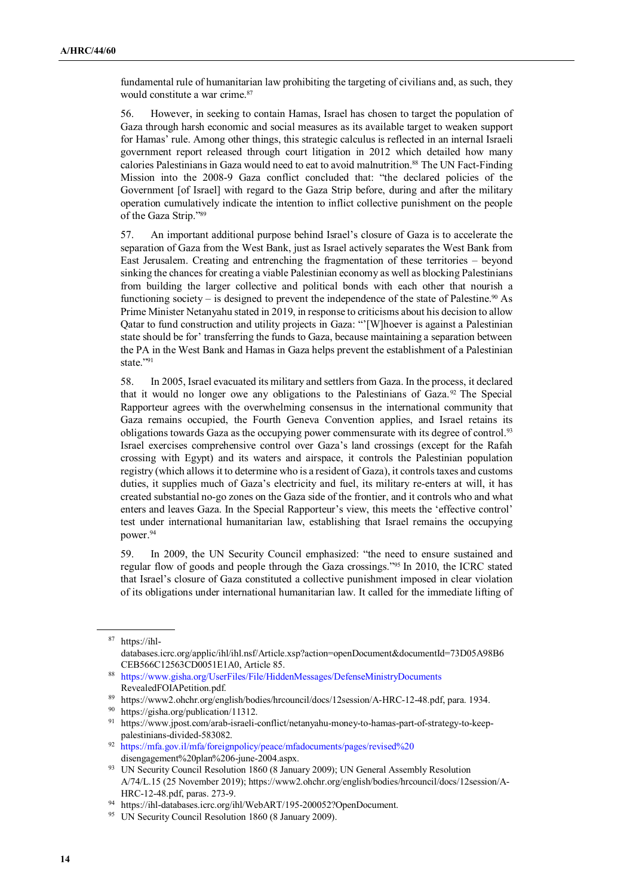fundamental rule of humanitarian law prohibiting the targeting of civilians and, as such, they would constitute a war crime.[87]

56. However, in seeking to contain Hamas, Israel has chosen to target the population of Gaza through harsh economic and social measures as its available target to weaken support for Hamas' rule. Among other things, this strategic calculus is reflected in an internal Israeli government report released through court litigation in 2012 which detailed how many calories Palestinians in Gaza would need to eat to avoid malnutrition.[88] The UN Fact-Finding Mission into the 2008-9 Gaza conflict concluded that: "the declared policies of the Government [of Israel] with regard to the Gaza Strip before, during and after the military operation cumulatively indicate the intention to inflict collective punishment on the people of the Gaza Strip."[89]

57. An important additional purpose behind Israel's closure of Gaza is to accelerate the separation of Gaza from the West Bank, just as Israel actively separates the West Bank from East Jerusalem. Creating and entrenching the fragmentation of these territories – beyond sinking the chances for creating a viable Palestinian economy as well as blocking Palestinians from building the larger collective and political bonds with each other that nourish a functioning society – is designed to prevent the independence of the state of Palestine.[90] As Prime Minister Netanyahu stated in 2019, in response to criticisms about his decision to allow Qatar to fund construction and utility projects in Gaza: "'[W]hoever is against a Palestinian state should be for' transferring the funds to Gaza, because maintaining a separation between the PA in the West Bank and Hamas in Gaza helps prevent the establishment of a Palestinian state."[91]

58. In 2005, Israel evacuated its military and settlers from Gaza. In the process, it declared that it would no longer owe any obligations to the Palestinians of Gaza.[92] The Special Rapporteur agrees with the overwhelming consensus in the international community that Gaza remains occupied, the Fourth Geneva Convention applies, and Israel retains its obligations towards Gaza as the occupying power commensurate with its degree of control.[93] Israel exercises comprehensive control over Gaza's land crossings (except for the Rafah crossing with Egypt) and its waters and airspace, it controls the Palestinian population registry (which allows it to determine who is a resident of Gaza), it controls taxes and customs duties, it supplies much of Gaza's electricity and fuel, its military re-enters at will, it has created substantial no-go zones on the Gaza side of the frontier, and it controls who and what enters and leaves Gaza. In the Special Rapporteur's view, this meets the 'effective control' test under international humanitarian law, establishing that Israel remains the occupying power.[94]

59. In 2009, the UN Security Council emphasized: "the need to ensure sustained and regular flow of goods and people through the Gaza crossings."[95] In 2010, the ICRC stated that Israel's closure of Gaza constituted a collective punishment imposed in clear violation of its obligations under international humanitarian law. It called for the immediate lifting of

---

[87] https://ihl-databases.icrc.org/applic/ihl/ihl.nsf/Article.xsp?action=openDocument&documentId=73D05A98B6CEB566C12563CD0051E1A0, Article 85.

[88] https://www.gisha.org/UserFiles/File/HiddenMessages/DefenseMinistryDocumentsRevealedFOIAPetition.pdf.

[89] https://www2.ohchr.org/english/bodies/hrcouncil/docs/12session/A-HRC-12-48.pdf, para. 1934.

[90] https://gisha.org/publication/11312.

[91] https://www.jpost.com/arab-israeli-conflict/netanyahu-money-to-hamas-part-of-strategy-to-keep-palestinians-divided-583082.

[92] https://mfa.gov.il/mfa/foreignpolicy/peace/mfadocuments/pages/revised%20disengagement%20plan%206-june-2004.aspx.

[93] UN Security Council Resolution 1860 (8 January 2009); UN General Assembly Resolution A/74/L.15 (25 November 2019); https://www2.ohchr.org/english/bodies/hrcouncil/docs/12session/A-HRC-12-48.pdf, paras. 273-9.

[94] https://ihl-databases.icrc.org/ihl/WebART/195-200052?OpenDocument.

[95] UN Security Council Resolution 1860 (8 January 2009).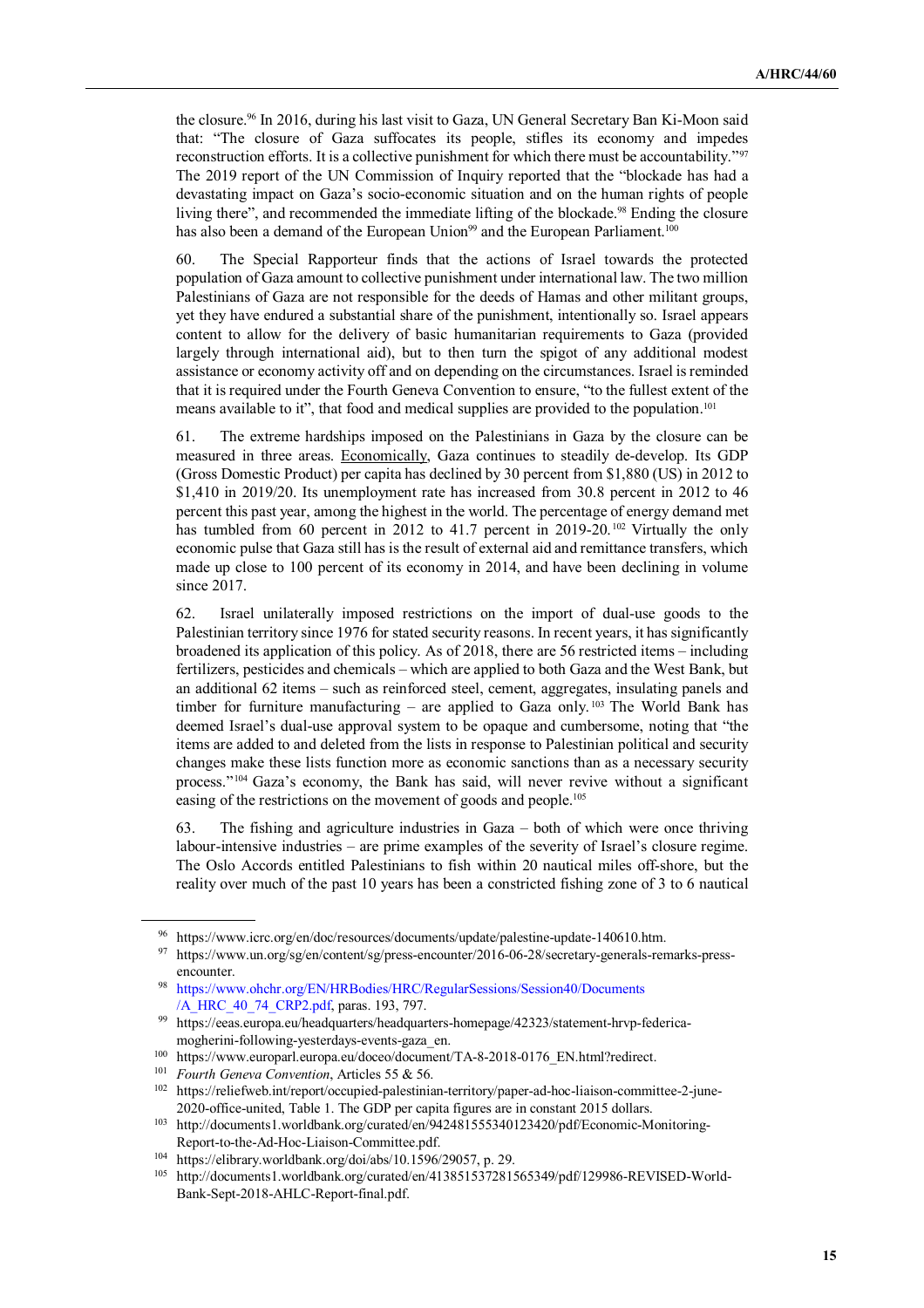the closure.[96] In 2016, during his last visit to Gaza, UN General Secretary Ban Ki-Moon said that: "The closure of Gaza suffocates its people, stifles its economy and impedes reconstruction efforts. It is a collective punishment for which there must be accountability."[97] The 2019 report of the UN Commission of Inquiry reported that the "blockade has had a devastating impact on Gaza's socio-economic situation and on the human rights of people living there", and recommended the immediate lifting of the blockade.[98] Ending the closure has also been a demand of the European Union[99] and the European Parliament.[100]

60. The Special Rapporteur finds that the actions of Israel towards the protected population of Gaza amount to collective punishment under international law. The two million Palestinians of Gaza are not responsible for the deeds of Hamas and other militant groups, yet they have endured a substantial share of the punishment, intentionally so. Israel appears content to allow for the delivery of basic humanitarian requirements to Gaza (provided largely through international aid), but to then turn the spigot of any additional modest assistance or economy activity off and on depending on the circumstances. Israel is reminded that it is required under the Fourth Geneva Convention to ensure, "to the fullest extent of the means available to it", that food and medical supplies are provided to the population.[101]

61. The extreme hardships imposed on the Palestinians in Gaza by the closure can be measured in three areas. Economically, Gaza continues to steadily de-develop. Its GDP (Gross Domestic Product) per capita has declined by 30 percent from $1,880 (US) in 2012 to $1,410 in 2019/20. Its unemployment rate has increased from 30.8 percent in 2012 to 46 percent this past year, among the highest in the world. The percentage of energy demand met has tumbled from 60 percent in 2012 to 41.7 percent in 2019-20.[102] Virtually the only economic pulse that Gaza still has is the result of external aid and remittance transfers, which made up close to 100 percent of its economy in 2014, and have been declining in volume since 2017.

62. Israel unilaterally imposed restrictions on the import of dual-use goods to the Palestinian territory since 1976 for stated security reasons. In recent years, it has significantly broadened its application of this policy. As of 2018, there are 56 restricted items – including fertilizers, pesticides and chemicals – which are applied to both Gaza and the West Bank, but an additional 62 items – such as reinforced steel, cement, aggregates, insulating panels and timber for furniture manufacturing – are applied to Gaza only.[103] The World Bank has deemed Israel's dual-use approval system to be opaque and cumbersome, noting that "the items are added to and deleted from the lists in response to Palestinian political and security changes make these lists function more as economic sanctions than as a necessary security process."[104] Gaza's economy, the Bank has said, will never revive without a significant easing of the restrictions on the movement of goods and people.[105]

63. The fishing and agriculture industries in Gaza – both of which were once thriving labour-intensive industries – are prime examples of the severity of Israel's closure regime. The Oslo Accords entitled Palestinians to fish within 20 nautical miles off-shore, but the reality over much of the past 10 years has been a constricted fishing zone of 3 to 6 nautical

---

[96] https://www.icrc.org/en/doc/resources/documents/update/palestine-update-140610.htm.

[97] https://www.un.org/sg/en/content/sg/press-encounter/2016-06-28/secretary-generals-remarks-press-encounter.

[98] https://www.ohchr.org/EN/HRBodies/HRC/RegularSessions/Session40/Documents/A_HRC_40_74_CRP2.pdf, paras. 193, 797.

[99] https://eeas.europa.eu/headquarters/headquarters-homepage/42323/statement-hrvp-federica-mogherini-following-yesterdays-events-gaza_en.

[100] https://www.europarl.europa.eu/doceo/document/TA-8-2018-0176_EN.html?redirect.

[101] *Fourth Geneva Convention*, Articles 55 & 56.

[102] https://reliefweb.int/report/occupied-palestinian-territory/paper-ad-hoc-liaison-committee-2-june-2020-office-united, Table 1. The GDP per capita figures are in constant 2015 dollars.

[103] http://documents1.worldbank.org/curated/en/942481555340123420/pdf/Economic-Monitoring-Report-to-the-Ad-Hoc-Liaison-Committee.pdf.

[104] https://elibrary.worldbank.org/doi/abs/10.1596/29057, p. 29.

[105] http://documents1.worldbank.org/curated/en/413851537281565349/pdf/129986-REVISED-World-Bank-Sept-2018-AHLC-Report-final.pdf.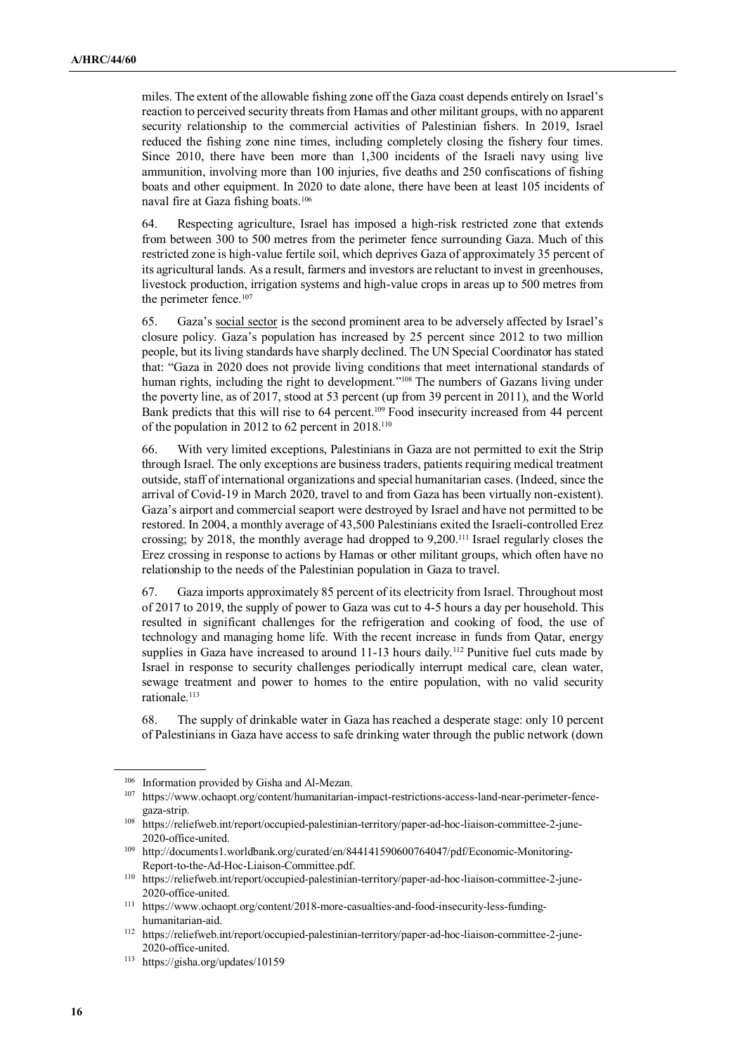miles. The extent of the allowable fishing zone off the Gaza coast depends entirely on Israel's reaction to perceived security threats from Hamas and other militant groups, with no apparent security relationship to the commercial activities of Palestinian fishers. In 2019, Israel reduced the fishing zone nine times, including completely closing the fishery four times. Since 2010, there have been more than 1,300 incidents of the Israeli navy using live ammunition, involving more than 100 injuries, five deaths and 250 confiscations of fishing boats and other equipment. In 2020 to date alone, there have been at least 105 incidents of naval fire at Gaza fishing boats.[106]

64. Respecting agriculture, Israel has imposed a high-risk restricted zone that extends from between 300 to 500 metres from the perimeter fence surrounding Gaza. Much of this restricted zone is high-value fertile soil, which deprives Gaza of approximately 35 percent of its agricultural lands. As a result, farmers and investors are reluctant to invest in greenhouses, livestock production, irrigation systems and high-value crops in areas up to 500 metres from the perimeter fence.[107]

65. Gaza's social sector is the second prominent area to be adversely affected by Israel's closure policy. Gaza's population has increased by 25 percent since 2012 to two million people, but its living standards have sharply declined. The UN Special Coordinator has stated that: "Gaza in 2020 does not provide living conditions that meet international standards of human rights, including the right to development."[108] The numbers of Gazans living under the poverty line, as of 2017, stood at 53 percent (up from 39 percent in 2011), and the World Bank predicts that this will rise to 64 percent.[109] Food insecurity increased from 44 percent of the population in 2012 to 62 percent in 2018.[110]

66. With very limited exceptions, Palestinians in Gaza are not permitted to exit the Strip through Israel. The only exceptions are business traders, patients requiring medical treatment outside, staff of international organizations and special humanitarian cases. (Indeed, since the arrival of Covid-19 in March 2020, travel to and from Gaza has been virtually non-existent). Gaza's airport and commercial seaport were destroyed by Israel and have not permitted to be restored. In 2004, a monthly average of 43,500 Palestinians exited the Israeli-controlled Erez crossing; by 2018, the monthly average had dropped to 9,200.[111] Israel regularly closes the Erez crossing in response to actions by Hamas or other militant groups, which often have no relationship to the needs of the Palestinian population in Gaza to travel.

67. Gaza imports approximately 85 percent of its electricity from Israel. Throughout most of 2017 to 2019, the supply of power to Gaza was cut to 4-5 hours a day per household. This resulted in significant challenges for the refrigeration and cooking of food, the use of technology and managing home life. With the recent increase in funds from Qatar, energy supplies in Gaza have increased to around 11-13 hours daily.[112] Punitive fuel cuts made by Israel in response to security challenges periodically interrupt medical care, clean water, sewage treatment and power to homes to the entire population, with no valid security rationale.[113]

68. The supply of drinkable water in Gaza has reached a desperate stage: only 10 percent of Palestinians in Gaza have access to safe drinking water through the public network (down

---

[106] Information provided by Gisha and Al-Mezan.

[107] https://www.ochaopt.org/content/humanitarian-impact-restrictions-access-land-near-perimeter-fence-gaza-strip.

[108] https://reliefweb.int/report/occupied-palestinian-territory/paper-ad-hoc-liaison-committee-2-june-2020-office-united.

[109] http://documents1.worldbank.org/curated/en/844141590600764047/pdf/Economic-Monitoring-Report-to-the-Ad-Hoc-Liaison-Committee.pdf.

[110] https://reliefweb.int/report/occupied-palestinian-territory/paper-ad-hoc-liaison-committee-2-june-2020-office-united.

[111] https://www.ochaopt.org/content/2018-more-casualties-and-food-insecurity-less-funding-humanitarian-aid.

[112] https://reliefweb.int/report/occupied-palestinian-territory/paper-ad-hoc-liaison-committee-2-june-2020-office-united.

[113] https://gisha.org/updates/10159.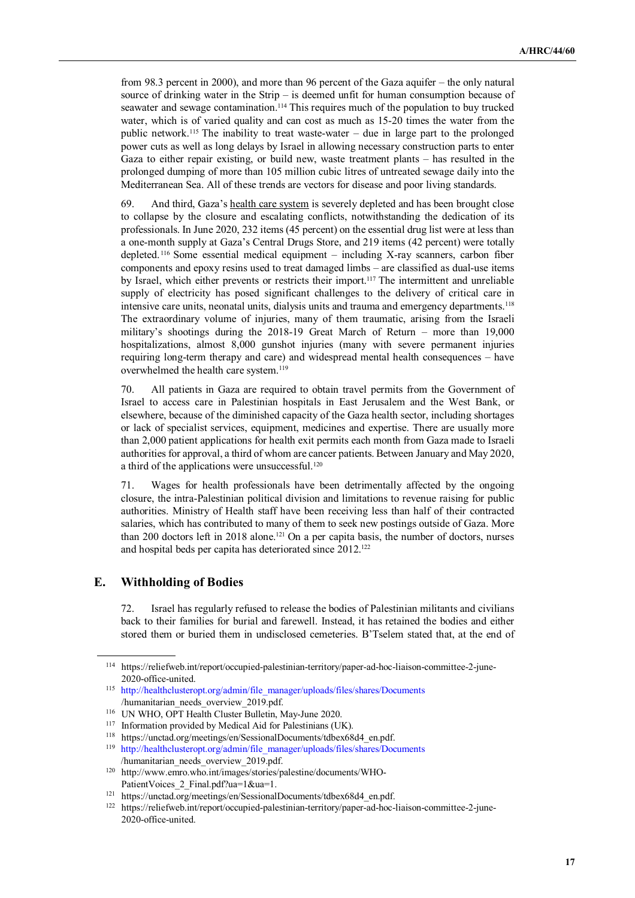from 98.3 percent in 2000), and more than 96 percent of the Gaza aquifer – the only natural source of drinking water in the Strip – is deemed unfit for human consumption because of seawater and sewage contamination.[114] This requires much of the population to buy trucked water, which is of varied quality and can cost as much as 15-20 times the water from the public network.[115] The inability to treat waste-water – due in large part to the prolonged power cuts as well as long delays by Israel in allowing necessary construction parts to enter Gaza to either repair existing, or build new, waste treatment plants – has resulted in the prolonged dumping of more than 105 million cubic litres of untreated sewage daily into the Mediterranean Sea. All of these trends are vectors for disease and poor living standards.

69. And third, Gaza's health care system is severely depleted and has been brought close to collapse by the closure and escalating conflicts, notwithstanding the dedication of its professionals. In June 2020, 232 items (45 percent) on the essential drug list were at less than a one-month supply at Gaza's Central Drugs Store, and 219 items (42 percent) were totally depleted.[116] Some essential medical equipment – including X-ray scanners, carbon fiber components and epoxy resins used to treat damaged limbs – are classified as dual-use items by Israel, which either prevents or restricts their import.[117] The intermittent and unreliable supply of electricity has posed significant challenges to the delivery of critical care in intensive care units, neonatal units, dialysis units and trauma and emergency departments.[118] The extraordinary volume of injuries, many of them traumatic, arising from the Israeli military's shootings during the 2018-19 Great March of Return – more than 19,000 hospitalizations, almost 8,000 gunshot injuries (many with severe permanent injuries requiring long-term therapy and care) and widespread mental health consequences – have overwhelmed the health care system.[119]

70. All patients in Gaza are required to obtain travel permits from the Government of Israel to access care in Palestinian hospitals in East Jerusalem and the West Bank, or elsewhere, because of the diminished capacity of the Gaza health sector, including shortages or lack of specialist services, equipment, medicines and expertise. There are usually more than 2,000 patient applications for health exit permits each month from Gaza made to Israeli authorities for approval, a third of whom are cancer patients. Between January and May 2020, a third of the applications were unsuccessful.[120]

71. Wages for health professionals have been detrimentally affected by the ongoing closure, the intra-Palestinian political division and limitations to revenue raising for public authorities. Ministry of Health staff have been receiving less than half of their contracted salaries, which has contributed to many of them to seek new postings outside of Gaza. More than 200 doctors left in 2018 alone.[121] On a per capita basis, the number of doctors, nurses and hospital beds per capita has deteriorated since 2012.[122]

## E. Withholding of Bodies

72. Israel has regularly refused to release the bodies of Palestinian militants and civilians back to their families for burial and farewell. Instead, it has retained the bodies and either stored them or buried them in undisclosed cemeteries. B'Tselem stated that, at the end of

---

[114] https://reliefweb.int/report/occupied-palestinian-territory/paper-ad-hoc-liaison-committee-2-june-2020-office-united.

[115] http://healthclusteropt.org/admin/file_manager/uploads/files/shares/Documents/humanitarian_needs_overview_2019.pdf.

[116] UN WHO, OPT Health Cluster Bulletin, May-June 2020.

[117] Information provided by Medical Aid for Palestinians (UK).

[118] https://unctad.org/meetings/en/SessionalDocuments/tdbex68d4_en.pdf.

[119] http://healthclusteropt.org/admin/file_manager/uploads/files/shares/Documents/humanitarian_needs_overview_2019.pdf.

[120] http://www.emro.who.int/images/stories/palestine/documents/WHO-PatientVoices_2_Final.pdf?ua=1&ua=1.

[121] https://unctad.org/meetings/en/SessionalDocuments/tdbex68d4_en.pdf.

[122] https://reliefweb.int/report/occupied-palestinian-territory/paper-ad-hoc-liaison-committee-2-june-2020-office-united.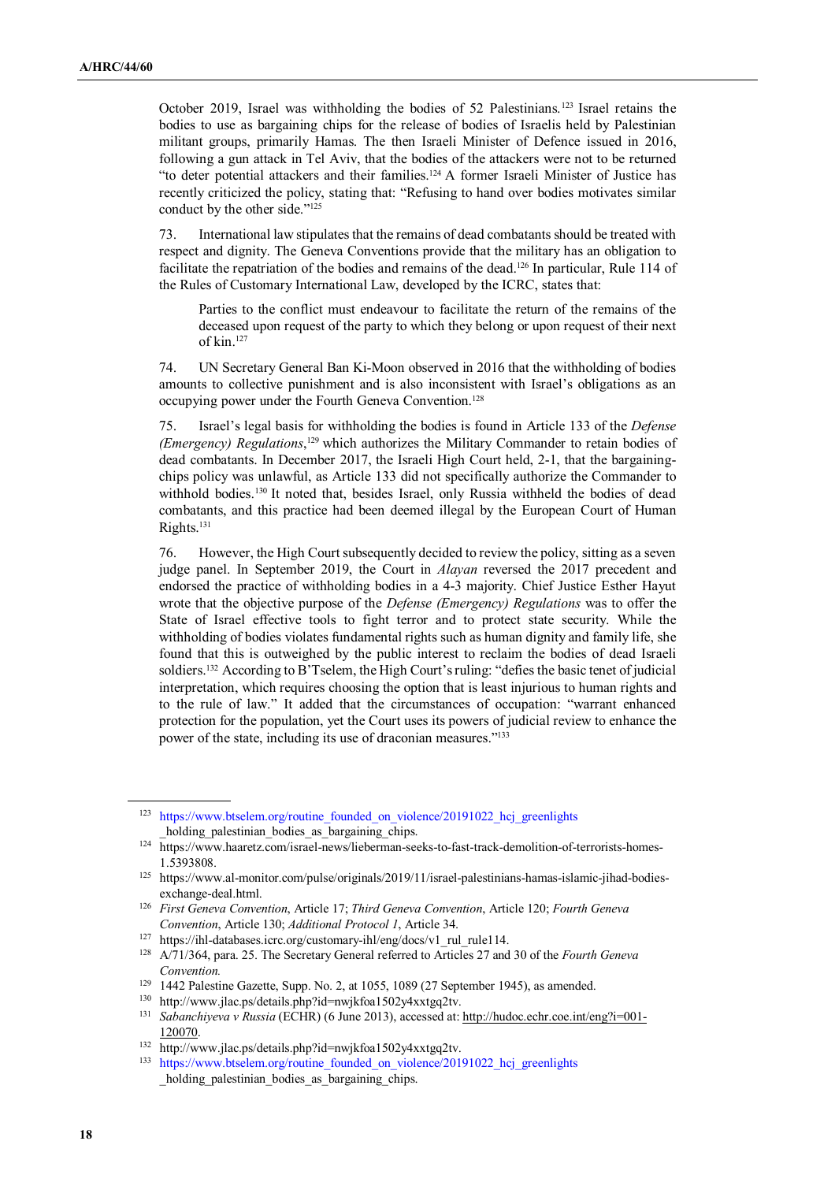October 2019, Israel was withholding the bodies of 52 Palestinians.[123] Israel retains the bodies to use as bargaining chips for the release of bodies of Israelis held by Palestinian militant groups, primarily Hamas. The then Israeli Minister of Defence issued in 2016, following a gun attack in Tel Aviv, that the bodies of the attackers were not to be returned "to deter potential attackers and their families.[124] A former Israeli Minister of Justice has recently criticized the policy, stating that: "Refusing to hand over bodies motivates similar conduct by the other side."[125]

73. International law stipulates that the remains of dead combatants should be treated with respect and dignity. The Geneva Conventions provide that the military has an obligation to facilitate the repatriation of the bodies and remains of the dead.[126] In particular, Rule 114 of the Rules of Customary International Law, developed by the ICRC, states that:

> Parties to the conflict must endeavour to facilitate the return of the remains of the deceased upon request of the party to which they belong or upon request of their next of kin.[127]

74. UN Secretary General Ban Ki-Moon observed in 2016 that the withholding of bodies amounts to collective punishment and is also inconsistent with Israel's obligations as an occupying power under the Fourth Geneva Convention.[128]

75. Israel's legal basis for withholding the bodies is found in Article 133 of the *Defense (Emergency) Regulations*,[129] which authorizes the Military Commander to retain bodies of dead combatants. In December 2017, the Israeli High Court held, 2-1, that the bargaining-chips policy was unlawful, as Article 133 did not specifically authorize the Commander to withhold bodies.[130] It noted that, besides Israel, only Russia withheld the bodies of dead combatants, and this practice had been deemed illegal by the European Court of Human Rights.[131]

76. However, the High Court subsequently decided to review the policy, sitting as a seven judge panel. In September 2019, the Court in *Alayan* reversed the 2017 precedent and endorsed the practice of withholding bodies in a 4-3 majority. Chief Justice Esther Hayut wrote that the objective purpose of the *Defense (Emergency) Regulations* was to offer the State of Israel effective tools to fight terror and to protect state security. While the withholding of bodies violates fundamental rights such as human dignity and family life, she found that this is outweighed by the public interest to reclaim the bodies of dead Israeli soldiers.[132] According to B'Tselem, the High Court's ruling: "defies the basic tenet of judicial interpretation, which requires choosing the option that is least injurious to human rights and to the rule of law." It added that the circumstances of occupation: "warrant enhanced protection for the population, yet the Court uses its powers of judicial review to enhance the power of the state, including its use of draconian measures."[133]

---

[123] https://www.btselem.org/routine_founded_on_violence/20191022_hcj_greenlights_holding_palestinian_bodies_as_bargaining_chips.

[124] https://www.haaretz.com/israel-news/lieberman-seeks-to-fast-track-demolition-of-terrorists-homes-1.5393808.

[125] https://www.al-monitor.com/pulse/originals/2019/11/israel-palestinians-hamas-islamic-jihad-bodies-exchange-deal.html.

[126] *First Geneva Convention*, Article 17; *Third Geneva Convention*, Article 120; *Fourth Geneva Convention*, Article 130; *Additional Protocol 1*, Article 34.

[127] https://ihl-databases.icrc.org/customary-ihl/eng/docs/v1_rul_rule114.

[128] A/71/364, para. 25. The Secretary General referred to Articles 27 and 30 of the *Fourth Geneva Convention.*

[129] 1442 Palestine Gazette, Supp. No. 2, at 1055, 1089 (27 September 1945), as amended.

[130] http://www.jlac.ps/details.php?id=nwjkfoa1502y4xxtgq2tv.

[131] *Sabanchiyeva v Russia* (ECHR) (6 June 2013), accessed at: http://hudoc.echr.coe.int/eng?i=001-120070.

[132] http://www.jlac.ps/details.php?id=nwjkfoa1502y4xxtgq2tv.

[133] https://www.btselem.org/routine_founded_on_violence/20191022_hcj_greenlights_holding_palestinian_bodies_as_bargaining_chips.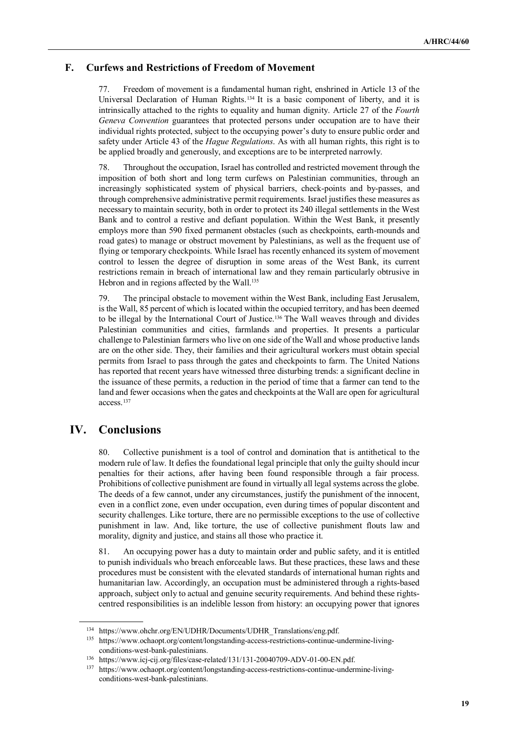## F. Curfews and Restrictions of Freedom of Movement

77. Freedom of movement is a fundamental human right, enshrined in Article 13 of the Universal Declaration of Human Rights.[134] It is a basic component of liberty, and it is intrinsically attached to the rights to equality and human dignity. Article 27 of the *Fourth Geneva Convention* guarantees that protected persons under occupation are to have their individual rights protected, subject to the occupying power's duty to ensure public order and safety under Article 43 of the *Hague Regulations*. As with all human rights, this right is to be applied broadly and generously, and exceptions are to be interpreted narrowly.

78. Throughout the occupation, Israel has controlled and restricted movement through the imposition of both short and long term curfews on Palestinian communities, through an increasingly sophisticated system of physical barriers, check-points and by-passes, and through comprehensive administrative permit requirements. Israel justifies these measures as necessary to maintain security, both in order to protect its 240 illegal settlements in the West Bank and to control a restive and defiant population. Within the West Bank, it presently employs more than 590 fixed permanent obstacles (such as checkpoints, earth-mounds and road gates) to manage or obstruct movement by Palestinians, as well as the frequent use of flying or temporary checkpoints. While Israel has recently enhanced its system of movement control to lessen the degree of disruption in some areas of the West Bank, its current restrictions remain in breach of international law and they remain particularly obtrusive in Hebron and in regions affected by the Wall.[135]

79. The principal obstacle to movement within the West Bank, including East Jerusalem, is the Wall, 85 percent of which is located within the occupied territory, and has been deemed to be illegal by the International Court of Justice.[136] The Wall weaves through and divides Palestinian communities and cities, farmlands and properties. It presents a particular challenge to Palestinian farmers who live on one side of the Wall and whose productive lands are on the other side. They, their families and their agricultural workers must obtain special permits from Israel to pass through the gates and checkpoints to farm. The United Nations has reported that recent years have witnessed three disturbing trends: a significant decline in the issuance of these permits, a reduction in the period of time that a farmer can tend to the land and fewer occasions when the gates and checkpoints at the Wall are open for agricultural access.[137]

# IV. Conclusions

80. Collective punishment is a tool of control and domination that is antithetical to the modern rule of law. It defies the foundational legal principle that only the guilty should incur penalties for their actions, after having been found responsible through a fair process. Prohibitions of collective punishment are found in virtually all legal systems across the globe. The deeds of a few cannot, under any circumstances, justify the punishment of the innocent, even in a conflict zone, even under occupation, even during times of popular discontent and security challenges. Like torture, there are no permissible exceptions to the use of collective punishment in law. And, like torture, the use of collective punishment flouts law and morality, dignity and justice, and stains all those who practice it.

81. An occupying power has a duty to maintain order and public safety, and it is entitled to punish individuals who breach enforceable laws. But these practices, these laws and these procedures must be consistent with the elevated standards of international human rights and humanitarian law. Accordingly, an occupation must be administered through a rights-based approach, subject only to actual and genuine security requirements. And behind these rights-centred responsibilities is an indelible lesson from history: an occupying power that ignores

---

[134] https://www.ohchr.org/EN/UDHR/Documents/UDHR_Translations/eng.pdf.

[135] https://www.ochaopt.org/content/longstanding-access-restrictions-continue-undermine-living-conditions-west-bank-palestinians.

[136] https://www.icj-cij.org/files/case-related/131/131-20040709-ADV-01-00-EN.pdf.

[137] https://www.ochaopt.org/content/longstanding-access-restrictions-continue-undermine-living-conditions-west-bank-palestinians.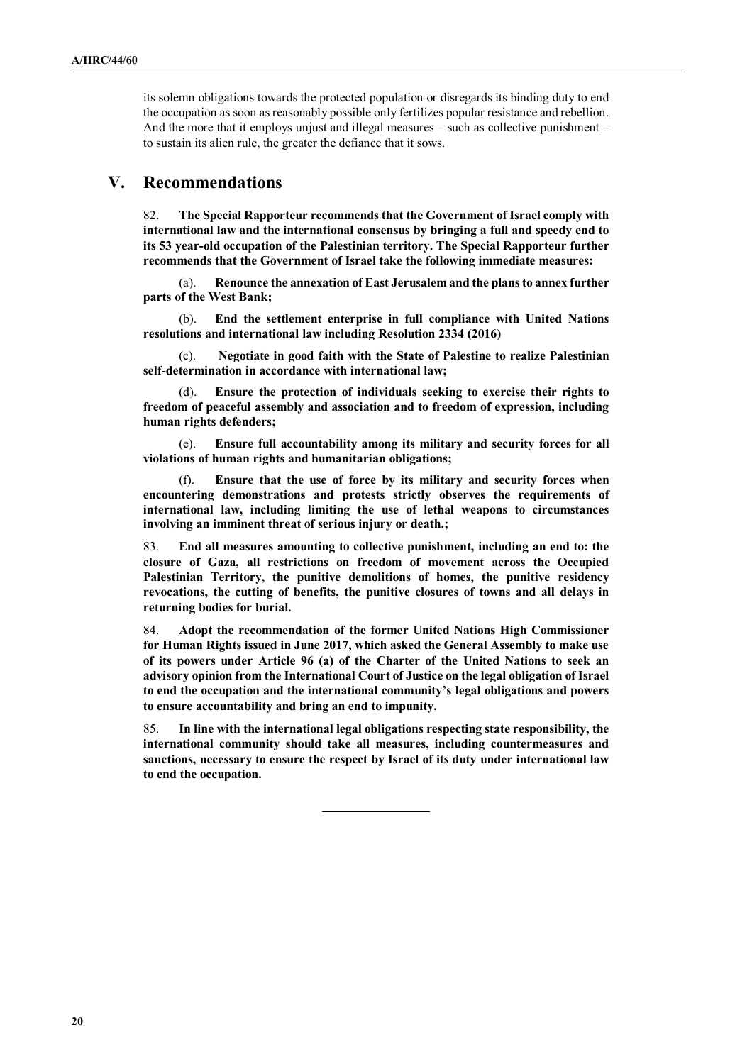its solemn obligations towards the protected population or disregards its binding duty to end the occupation as soon as reasonably possible only fertilizes popular resistance and rebellion. And the more that it employs unjust and illegal measures – such as collective punishment – to sustain its alien rule, the greater the defiance that it sows.

# V. Recommendations

82. **The Special Rapporteur recommends that the Government of Israel comply with international law and the international consensus by bringing a full and speedy end to its 53 year-old occupation of the Palestinian territory. The Special Rapporteur further recommends that the Government of Israel take the following immediate measures:**

(a). **Renounce the annexation of East Jerusalem and the plans to annex further parts of the West Bank;**

(b). **End the settlement enterprise in full compliance with United Nations resolutions and international law including Resolution 2334 (2016)**

(c). **Negotiate in good faith with the State of Palestine to realize Palestinian self-determination in accordance with international law;**

(d). **Ensure the protection of individuals seeking to exercise their rights to freedom of peaceful assembly and association and to freedom of expression, including human rights defenders;**

(e). **Ensure full accountability among its military and security forces for all violations of human rights and humanitarian obligations;**

(f). **Ensure that the use of force by its military and security forces when encountering demonstrations and protests strictly observes the requirements of international law, including limiting the use of lethal weapons to circumstances involving an imminent threat of serious injury or death.;**

83. **End all measures amounting to collective punishment, including an end to: the closure of Gaza, all restrictions on freedom of movement across the Occupied Palestinian Territory, the punitive demolitions of homes, the punitive residency revocations, the cutting of benefits, the punitive closures of towns and all delays in returning bodies for burial.**

84. **Adopt the recommendation of the former United Nations High Commissioner for Human Rights issued in June 2017, which asked the General Assembly to make use of its powers under Article 96 (a) of the Charter of the United Nations to seek an advisory opinion from the International Court of Justice on the legal obligation of Israel to end the occupation and the international community's legal obligations and powers to ensure accountability and bring an end to impunity.**

85. **In line with the international legal obligations respecting state responsibility, the international community should take all measures, including countermeasures and sanctions, necessary to ensure the respect by Israel of its duty under international law to end the occupation.**